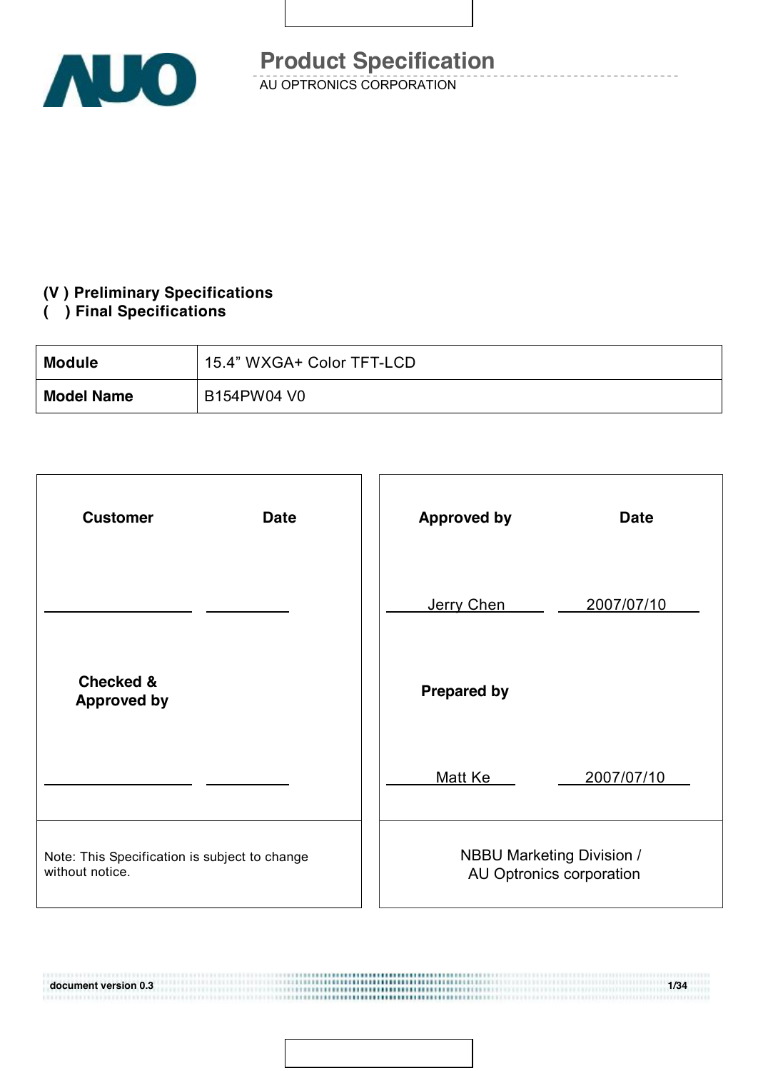# Product Specification

AU OPTRONICS CORPORATION

**(V ) Preliminary Specifications**
**( ) Final Specifications**

| **Module** | 15.4" WXGA+ Color TFT-LCD |
|---|---|
| **Model Name** | B154PW04 V0 |

| **Customer** | **Date** | **Approved by** | **Date** |
|---|---|---|---|
| | | Jerry Chen | 2007/07/10 |
| **Checked & Approved by** | | **Prepared by** | |
| | | Matt Ke | 2007/07/10 |
| Note: This Specification is subject to change without notice. | | NBBU Marketing Division / AU Optronics corporation | |

document version 0.3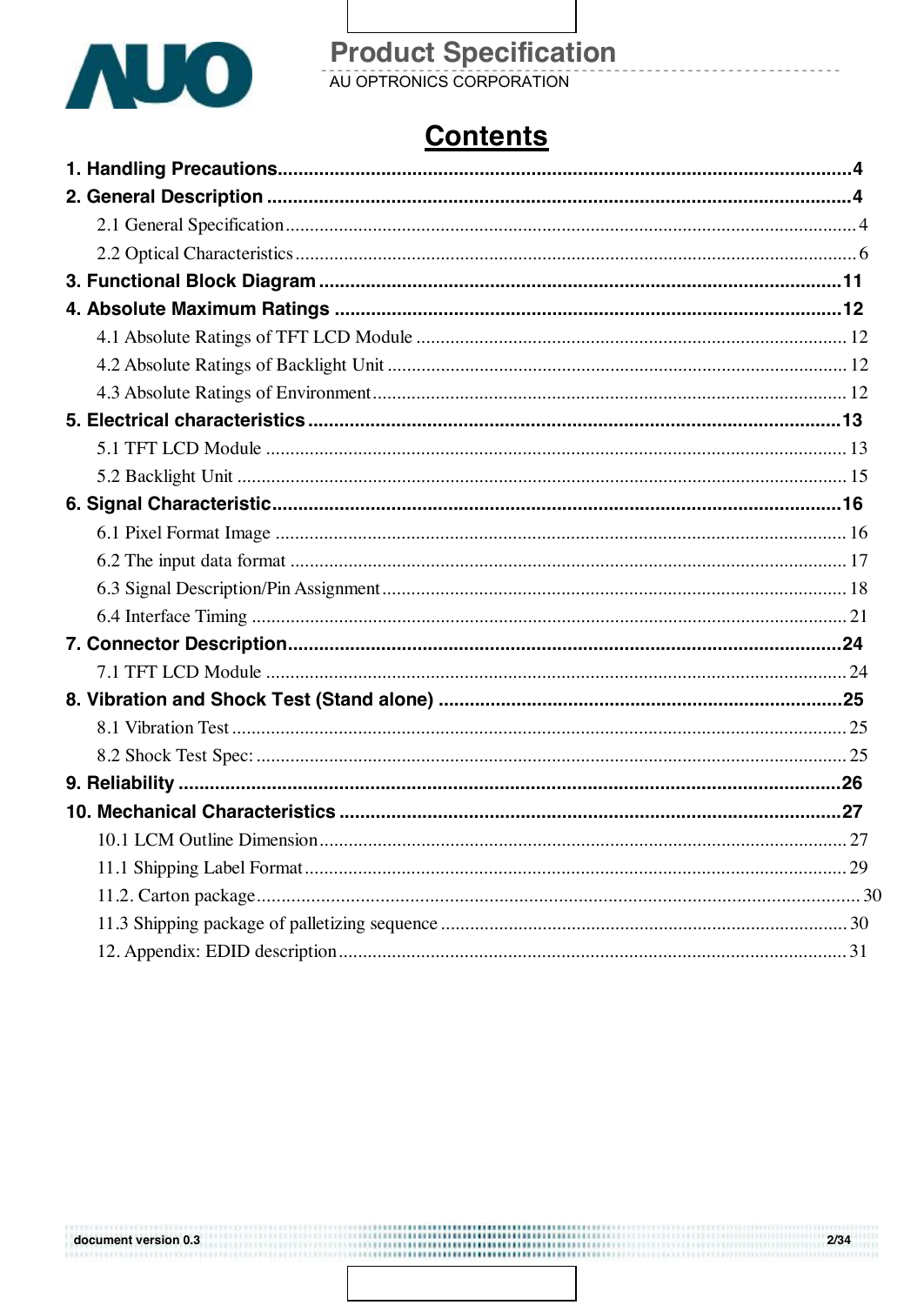# Contents

**1. Handling Precautions....4**

**2. General Description....4**

- 2.1 General Specification....4
- 2.2 Optical Characteristics....6

**3. Functional Block Diagram....11**

**4. Absolute Maximum Ratings....12**

- 4.1 Absolute Ratings of TFT LCD Module....12
- 4.2 Absolute Ratings of Backlight Unit....12
- 4.3 Absolute Ratings of Environment....12

**5. Electrical characteristics....13**

- 5.1 TFT LCD Module....13
- 5.2 Backlight Unit....15

**6. Signal Characteristic....16**

- 6.1 Pixel Format Image....16
- 6.2 The input data format....17
- 6.3 Signal Description/Pin Assignment....18
- 6.4 Interface Timing....21

**7. Connector Description....24**

- 7.1 TFT LCD Module....24

**8. Vibration and Shock Test (Stand alone)....25**

- 8.1 Vibration Test....25
- 8.2 Shock Test Spec:....25

**9. Reliability....26**

**10. Mechanical Characteristics....27**

- 10.1 LCM Outline Dimension....27
- 11.1 Shipping Label Format....29
- 11.2. Carton package....30
- 11.3 Shipping package of palletizing sequence....30
- 12. Appendix: EDID description....31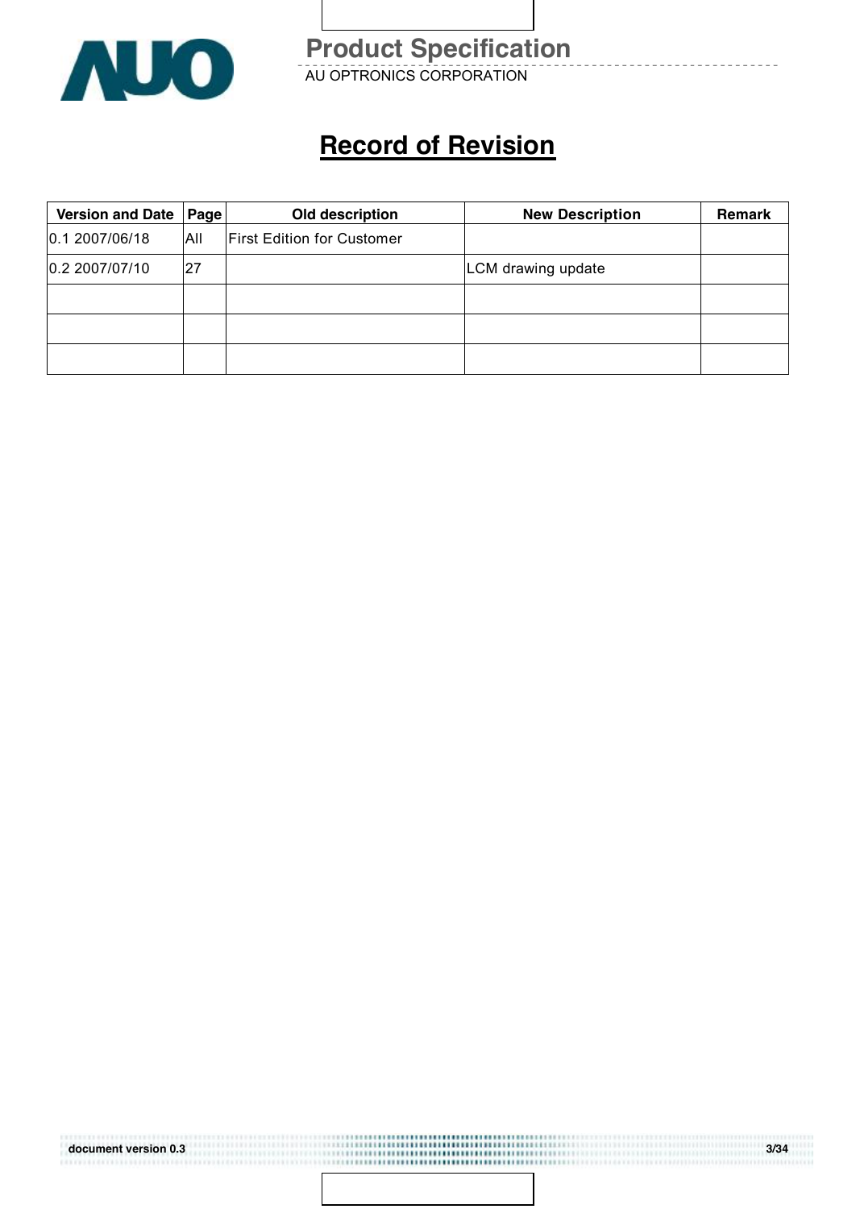# Record of Revision

| Version and Date | Page | Old description | New Description | Remark |
|---|---|---|---|---|
| 0.1 2007/06/18 | All | First Edition for Customer | | |
| 0.2 2007/07/10 | 27 | | LCM drawing update | |
| | | | | |
| | | | | |
| | | | | |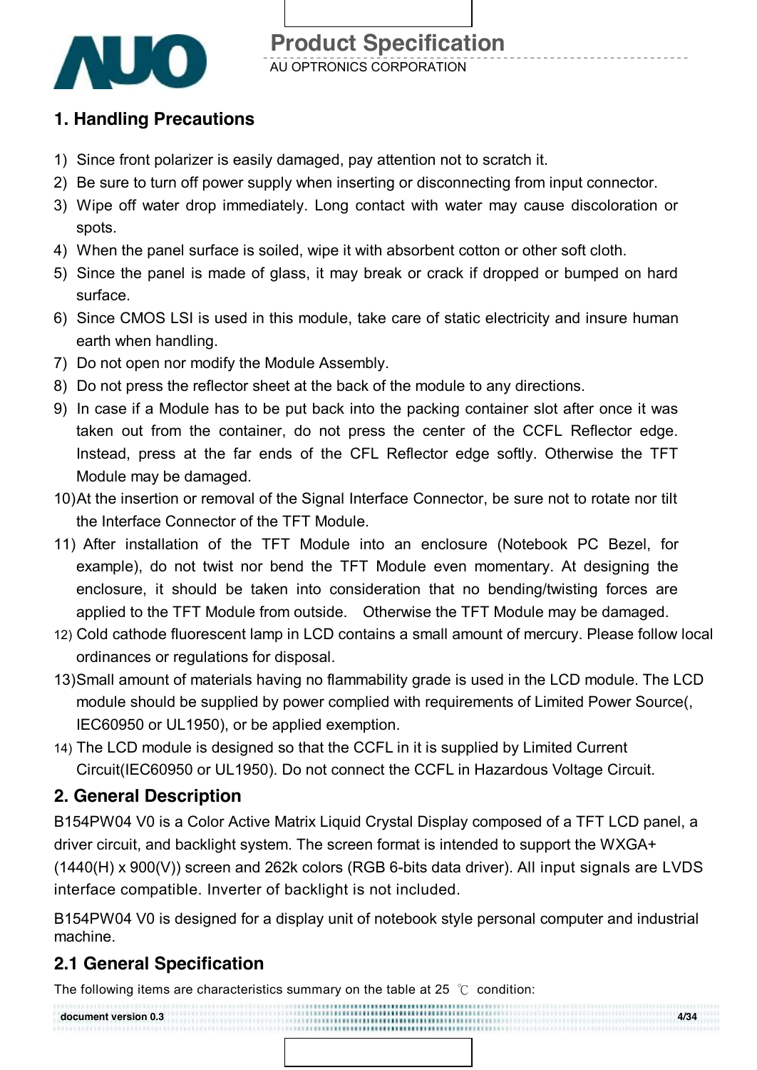## 1. Handling Precautions

1) Since front polarizer is easily damaged, pay attention not to scratch it.
2) Be sure to turn off power supply when inserting or disconnecting from input connector.
3) Wipe off water drop immediately. Long contact with water may cause discoloration or spots.
4) When the panel surface is soiled, wipe it with absorbent cotton or other soft cloth.
5) Since the panel is made of glass, it may break or crack if dropped or bumped on hard surface.
6) Since CMOS LSI is used in this module, take care of static electricity and insure human earth when handling.
7) Do not open nor modify the Module Assembly.
8) Do not press the reflector sheet at the back of the module to any directions.
9) In case if a Module has to be put back into the packing container slot after once it was taken out from the container, do not press the center of the CCFL Reflector edge. Instead, press at the far ends of the CFL Reflector edge softly. Otherwise the TFT Module may be damaged.
10) At the insertion or removal of the Signal Interface Connector, be sure not to rotate nor tilt the Interface Connector of the TFT Module.
11) After installation of the TFT Module into an enclosure (Notebook PC Bezel, for example), do not twist nor bend the TFT Module even momentary. At designing the enclosure, it should be taken into consideration that no bending/twisting forces are applied to the TFT Module from outside. Otherwise the TFT Module may be damaged.
12) Cold cathode fluorescent lamp in LCD contains a small amount of mercury. Please follow local ordinances or regulations for disposal.
13) Small amount of materials having no flammability grade is used in the LCD module. The LCD module should be supplied by power complied with requirements of Limited Power Source(, IEC60950 or UL1950), or be applied exemption.
14) The LCD module is designed so that the CCFL in it is supplied by Limited Current Circuit(IEC60950 or UL1950). Do not connect the CCFL in Hazardous Voltage Circuit.

## 2. General Description

B154PW04 V0 is a Color Active Matrix Liquid Crystal Display composed of a TFT LCD panel, a driver circuit, and backlight system. The screen format is intended to support the WXGA+ (1440(H) x 900(V)) screen and 262k colors (RGB 6-bits data driver). All input signals are LVDS interface compatible. Inverter of backlight is not included.

B154PW04 V0 is designed for a display unit of notebook style personal computer and industrial machine.

### 2.1 General Specification

The following items are characteristics summary on the table at 25 ℃ condition: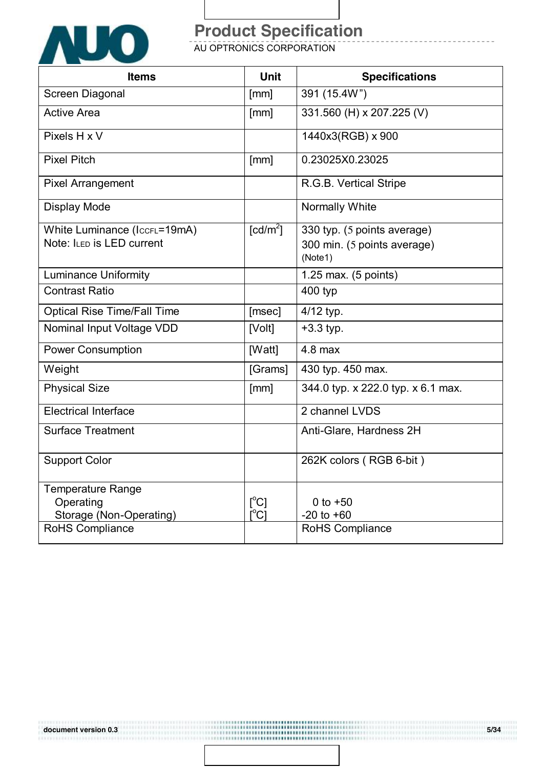| Items | Unit | Specifications |
|---|---|---|
| Screen Diagonal | [mm] | 391 (15.4W") |
| Active Area | [mm] | 331.560 (H) x 207.225 (V) |
| Pixels H x V | | 1440x3(RGB) x 900 |
| Pixel Pitch | [mm] | 0.23025X0.23025 |
| Pixel Arrangement | | R.G.B. Vertical Stripe |
| Display Mode | | Normally White |
| White Luminance ($I_{CCFL}$=19mA)<br>Note: $I_{LED}$ is LED current | [cd/m$^2$] | 330 typ. (5 points average)<br>300 min. (5 points average)<br>(Note1) |
| Luminance Uniformity | | 1.25 max. (5 points) |
| Contrast Ratio | | 400 typ |
| Optical Rise Time/Fall Time | [msec] | 4/12 typ. |
| Nominal Input Voltage VDD | [Volt] | +3.3 typ. |
| Power Consumption | [Watt] | 4.8 max |
| Weight | [Grams] | 430 typ. 450 max. |
| Physical Size | [mm] | 344.0 typ. x 222.0 typ. x 6.1 max. |
| Electrical Interface | | 2 channel LVDS |
| Surface Treatment | | Anti-Glare, Hardness 2H |
| Support Color | | 262K colors ( RGB 6-bit ) |
| Temperature Range<br>Operating<br>Storage (Non-Operating) | <br>[$^o$C]<br>[$^o$C] | <br>0 to +50<br>-20 to +60 |
| RoHS Compliance | | RoHS Compliance |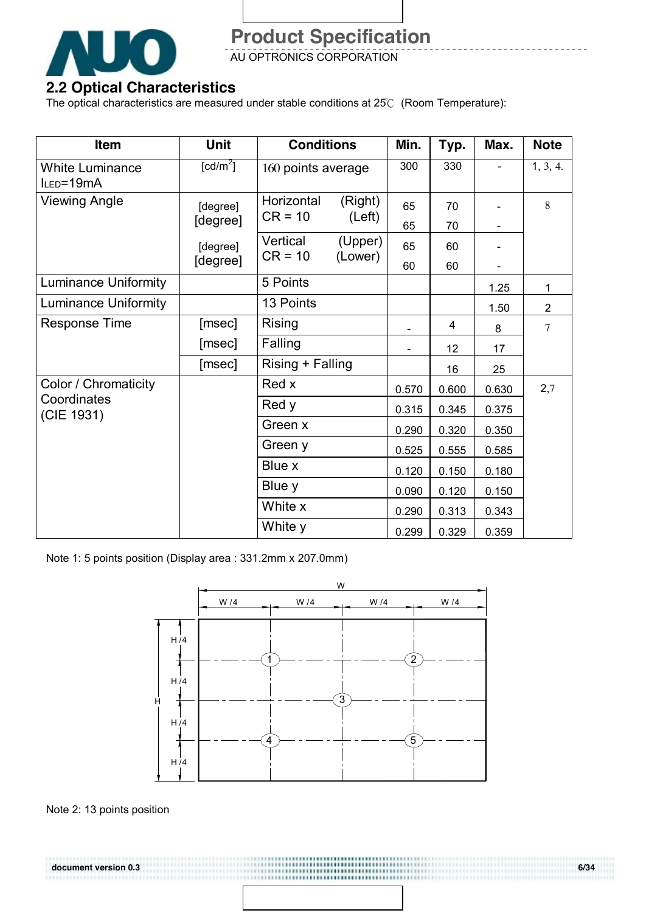## 2.2 Optical Characteristics

The optical characteristics are measured under stable conditions at 25℃ (Room Temperature):

| Item | Unit | Conditions | | Min. | Typ. | Max. | Note |
|---|---|---|---|---|---|---|---|
| White Luminance $I_{LED}$=19mA | [cd/m²] | 160 points average | | 300 | 330 | - | 1, 3, 4. |
| Viewing Angle | [degree] | Horizontal CR = 10 | (Right) | 65 | 70 | - | 8 |
| | [degree] | | (Left) | 65 | 70 | - | |
| | [degree] | Vertical CR = 10 | (Upper) | 65 | 60 | - | |
| | [degree] | | (Lower) | 60 | 60 | - | |
| Luminance Uniformity | | 5 Points | | | | 1.25 | 1 |
| Luminance Uniformity | | 13 Points | | | | 1.50 | 2 |
| Response Time | [msec] | Rising | | - | 4 | 8 | 7 |
| | [msec] | Falling | | - | 12 | 17 | |
| | [msec] | Rising + Falling | | | 16 | 25 | |
| Color / Chromaticity Coordinates (CIE 1931) | | Red x | | 0.570 | 0.600 | 0.630 | 2,7 |
| | | Red y | | 0.315 | 0.345 | 0.375 | |
| | | Green x | | 0.290 | 0.320 | 0.350 | |
| | | Green y | | 0.525 | 0.555 | 0.585 | |
| | | Blue x | | 0.120 | 0.150 | 0.180 | |
| | | Blue y | | 0.090 | 0.120 | 0.150 | |
| | | White x | | 0.290 | 0.313 | 0.343 | |
| | | White y | | 0.299 | 0.329 | 0.359 | |

Note 1: 5 points position (Display area : 331.2mm x 207.0mm)

Note 2: 13 points position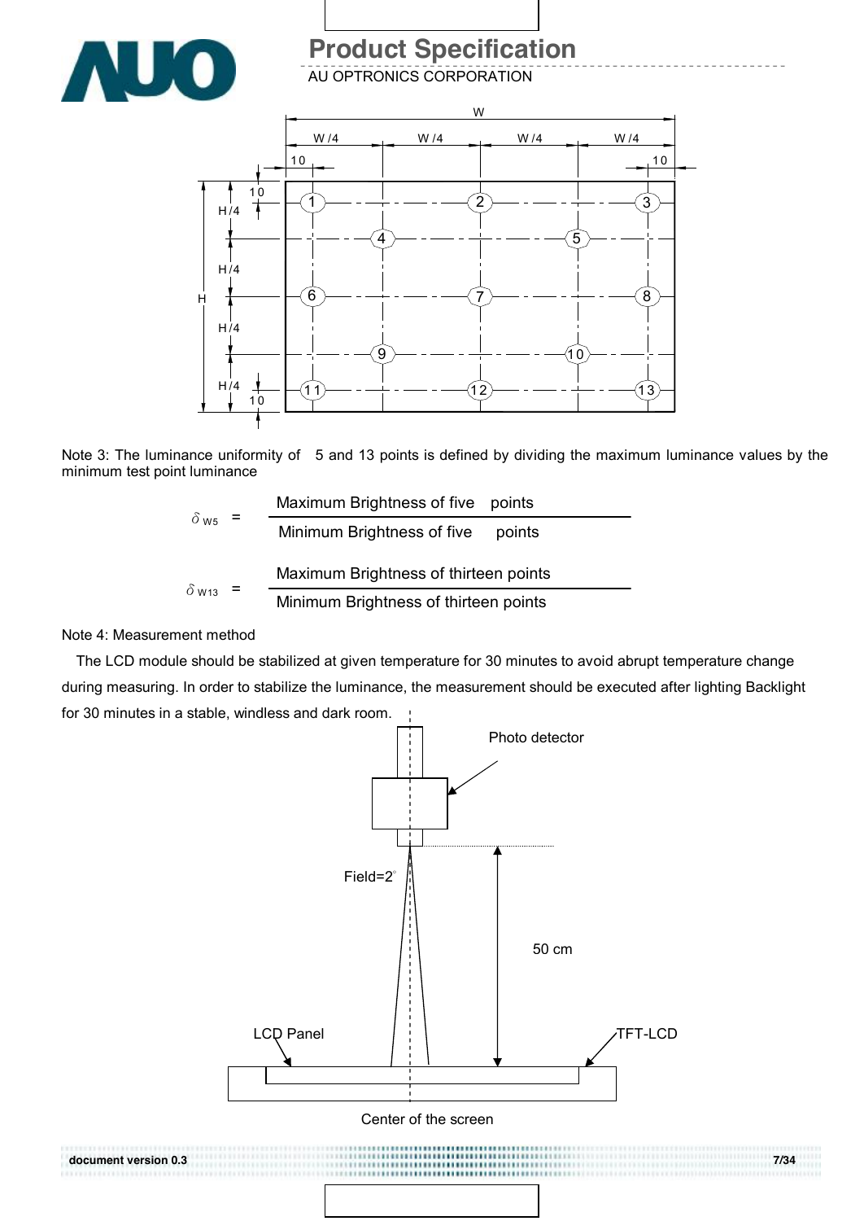Note 3: The luminance uniformity of 5 and 13 points is defined by dividing the maximum luminance values by the minimum test point luminance

$$\delta_{W5} = \frac{\text{Maximum Brightness of five points}}{\text{Minimum Brightness of five points}}$$

$$\delta_{W13} = \frac{\text{Maximum Brightness of thirteen points}}{\text{Minimum Brightness of thirteen points}}$$

Note 4: Measurement method

The LCD module should be stabilized at given temperature for 30 minutes to avoid abrupt temperature change during measuring. In order to stabilize the luminance, the measurement should be executed after lighting Backlight for 30 minutes in a stable, windless and dark room.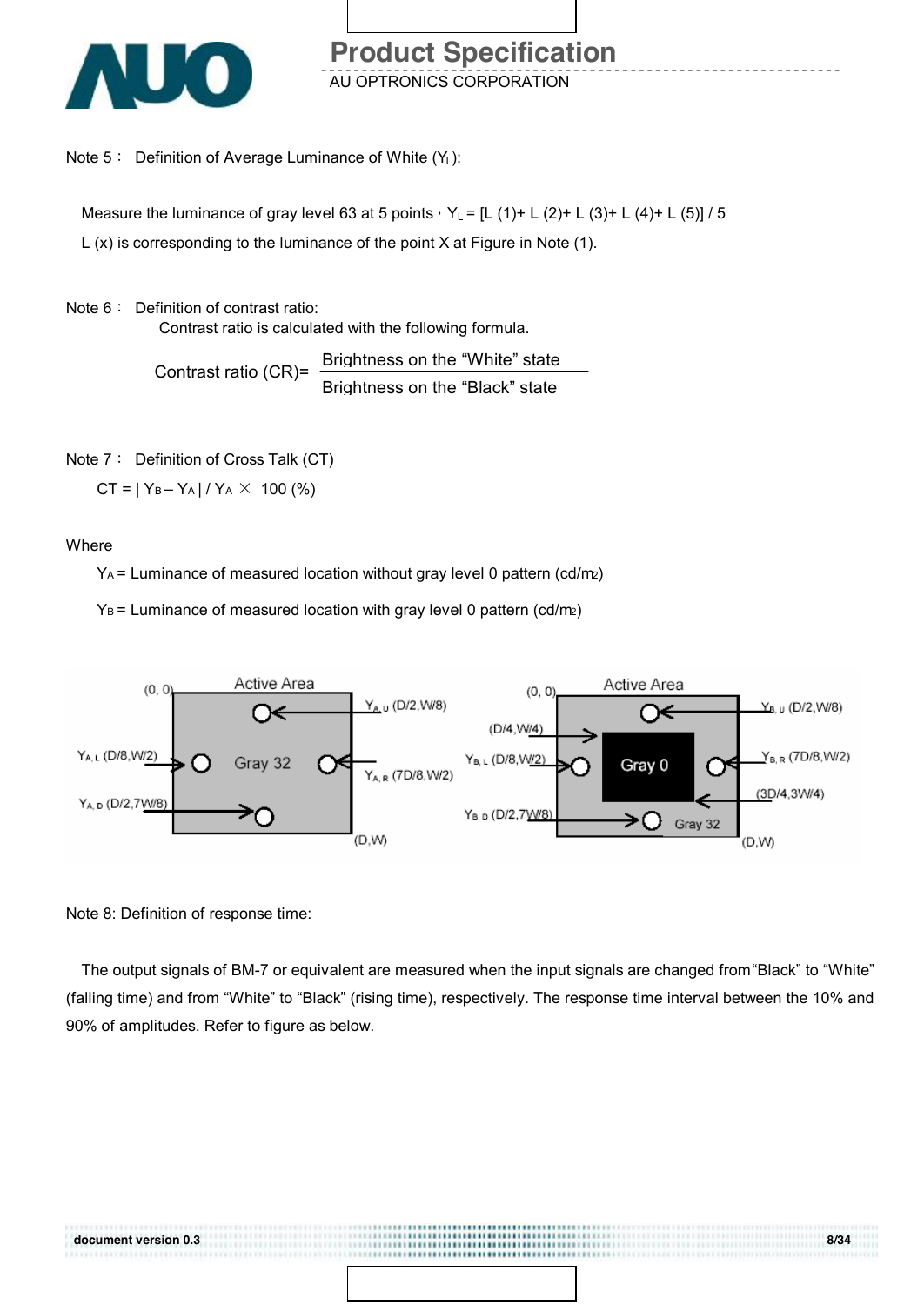Note 5： Definition of Average Luminance of White ($Y_L$):

Measure the luminance of gray level 63 at 5 points，$Y_L$ = [L (1)+ L (2)+ L (3)+ L (4)+ L (5)] / 5

L (x) is corresponding to the luminance of the point X at Figure in Note (1).

Note 6： Definition of contrast ratio:

Contrast ratio is calculated with the following formula.

$$\text{Contrast ratio (CR)} = \frac{\text{Brightness on the "White" state}}{\text{Brightness on the "Black" state}}$$

Note 7： Definition of Cross Talk (CT)

$CT = | Y_B - Y_A | / Y_A \times 100$ (%)

Where

$Y_A$ = Luminance of measured location without gray level 0 pattern (cd/m2)

$Y_B$ = Luminance of measured location with gray level 0 pattern (cd/m2)

Note 8: Definition of response time:

The output signals of BM-7 or equivalent are measured when the input signals are changed from "Black" to "White" (falling time) and from "White" to "Black" (rising time), respectively. The response time interval between the 10% and 90% of amplitudes. Refer to figure as below.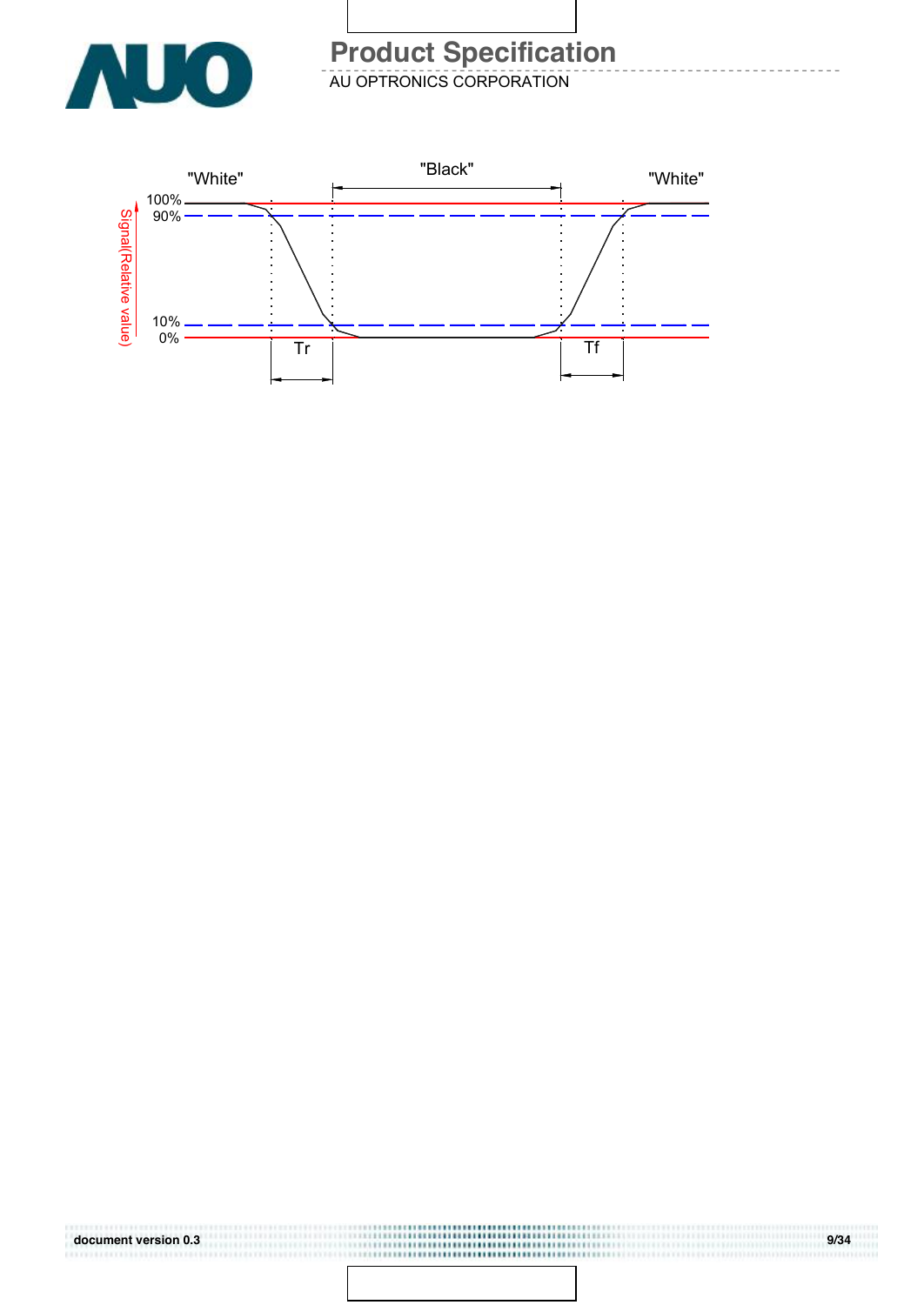"White" "Black" "White"

100%
90%

10%
0%

Signal(Relative value)

Tr Tf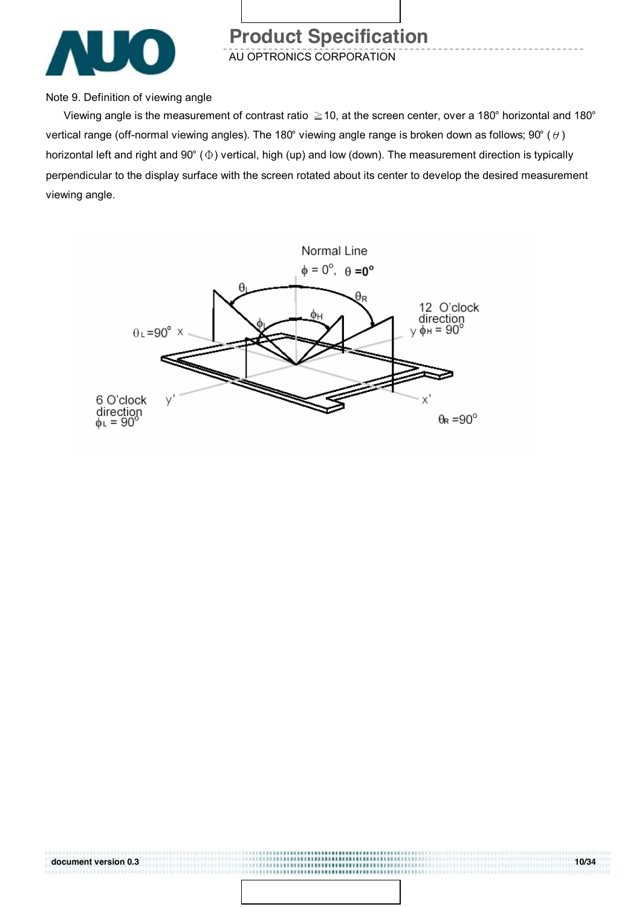Note 9. Definition of viewing angle

Viewing angle is the measurement of contrast ratio ≧10, at the screen center, over a 180° horizontal and 180° vertical range (off-normal viewing angles). The 180° viewing angle range is broken down as follows; 90° ($\theta$) horizontal left and right and 90° ($\Phi$) vertical, high (up) and low (down). The measurement direction is typically perpendicular to the display surface with the screen rotated about its center to develop the desired measurement viewing angle.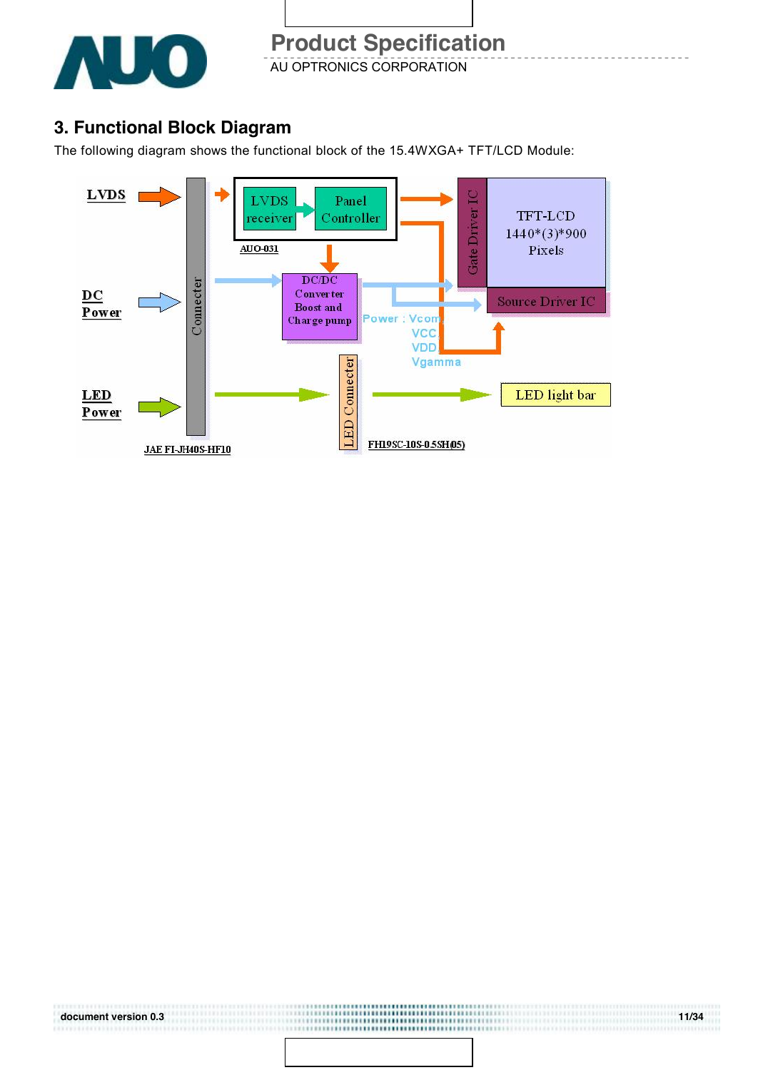## 3. Functional Block Diagram

The following diagram shows the functional block of the 15.4WXGA+ TFT/LCD Module:

LVDS

DC Power

LED Power

Connecter

JAE FI-JH40S-HF10

LVDS receiver

Panel Controller

AUO-031

DC/DC Converter Boost and Charge pump

Power : Vcom VCC VDD Vgamma

Gate Driver IC

TFT-LCD 1440*(3)*900 Pixels

Source Driver IC

LED Connecter

FH19SC-10S-0.5SH(05)

LED light bar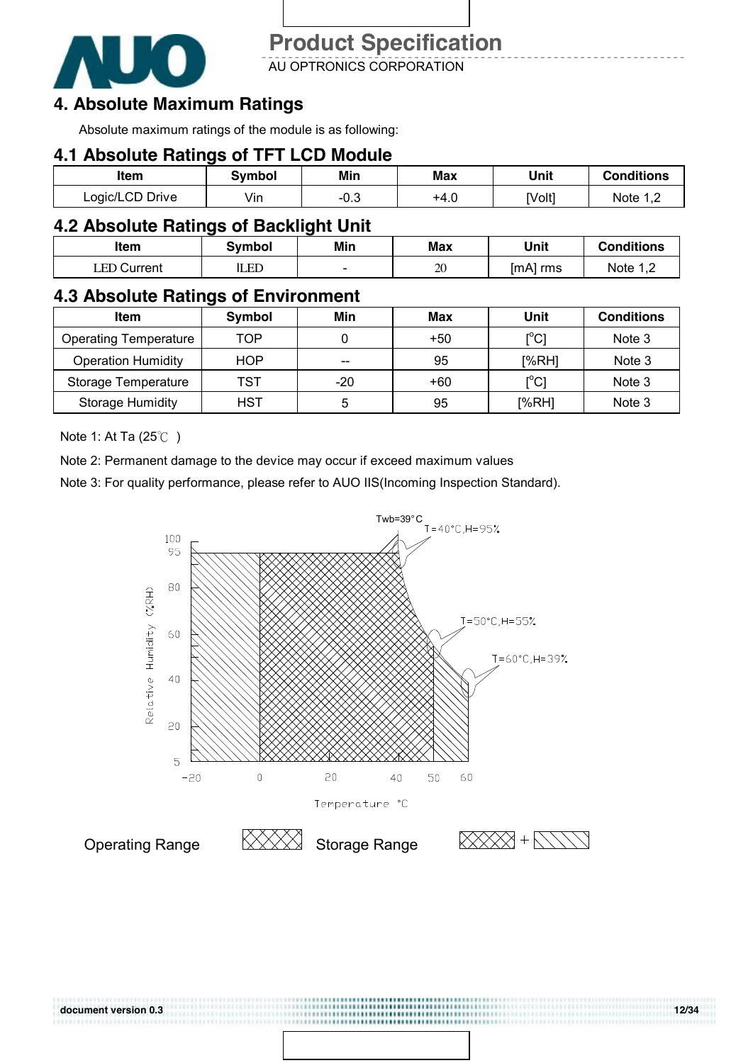# 4. Absolute Maximum Ratings

Absolute maximum ratings of the module is as following:

## 4.1 Absolute Ratings of TFT LCD Module

| Item | Symbol | Min | Max | Unit | Conditions |
|---|---|---|---|---|---|
| Logic/LCD Drive | Vin | -0.3 | +4.0 | [Volt] | Note 1,2 |

## 4.2 Absolute Ratings of Backlight Unit

| Item | Symbol | Min | Max | Unit | Conditions |
|---|---|---|---|---|---|
| LED Current | ILED | - | 20 | [mA] rms | Note 1,2 |

## 4.3 Absolute Ratings of Environment

| Item | Symbol | Min | Max | Unit | Conditions |
|---|---|---|---|---|---|
| Operating Temperature | TOP | 0 | +50 | [°C] | Note 3 |
| Operation Humidity | HOP | -- | 95 | [%RH] | Note 3 |
| Storage Temperature | TST | -20 | +60 | [°C] | Note 3 |
| Storage Humidity | HST | 5 | 95 | [%RH] | Note 3 |

Note 1: At Ta (25℃ )

Note 2: Permanent damage to the device may occur if exceed maximum values

Note 3: For quality performance, please refer to AUO IIS(Incoming Inspection Standard).

Twb=39°C

T=40°C,H=95%

T=50°C,H=55%

T=60°C,H=39%

Relative Humidity (%RH)

Temperature °C

Operating Range

Storage Range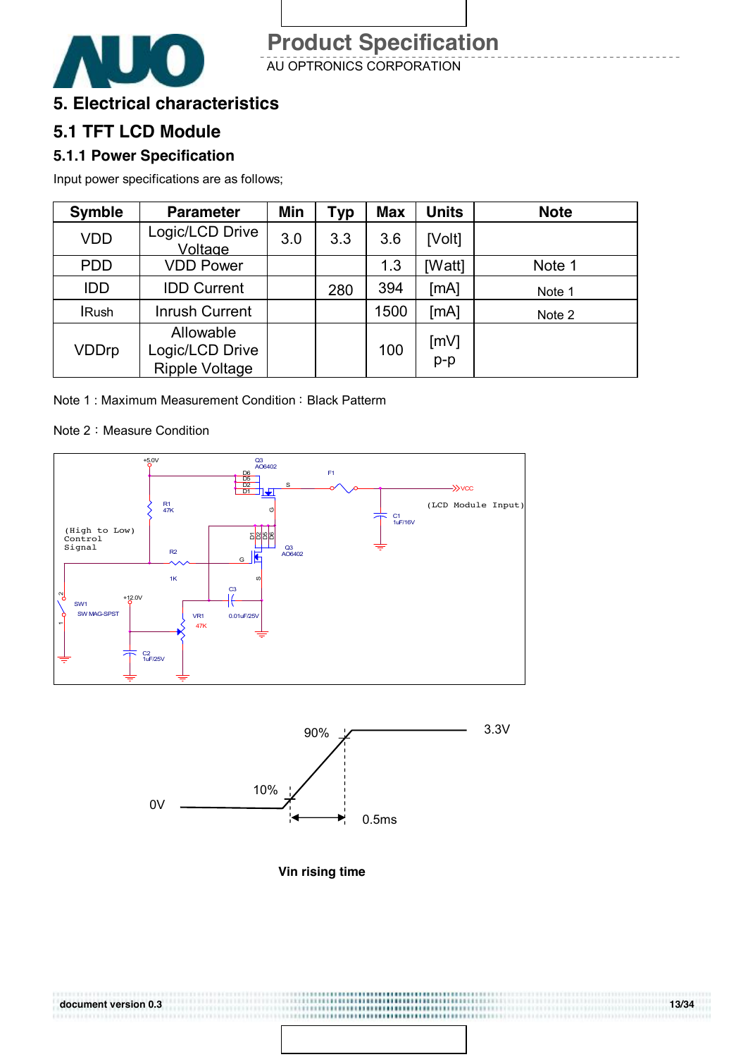# 5. Electrical characteristics

## 5.1 TFT LCD Module

### 5.1.1 Power Specification

Input power specifications are as follows;

| Symble | Parameter | Min | Typ | Max | Units | Note |
|---|---|---|---|---|---|---|
| VDD | Logic/LCD Drive Voltage | 3.0 | 3.3 | 3.6 | [Volt] | |
| PDD | VDD Power | | | 1.3 | [Watt] | Note 1 |
| IDD | IDD Current | | 280 | 394 | [mA] | Note 1 |
| IRush | Inrush Current | | | 1500 | [mA] | Note 2 |
| VDDrp | Allowable Logic/LCD Drive Ripple Voltage | | | 100 | [mV] p-p | |

Note 1 : Maximum Measurement Condition：Black Patterm

Note 2：Measure Condition

+5.0V, Q3 AO6402, F1, VCC (LCD Module Input), C1 1uF/16V, R1 47K, (High to Low) Control Signal, R2 1K, Q3 AO6402, C3 0.01uF/25V, SW1 SW MAG-SPST, +12.0V, VR1 47K, C2 1uF/25V

90%, 3.3V, 10%, 0V, 0.5ms

**Vin rising time**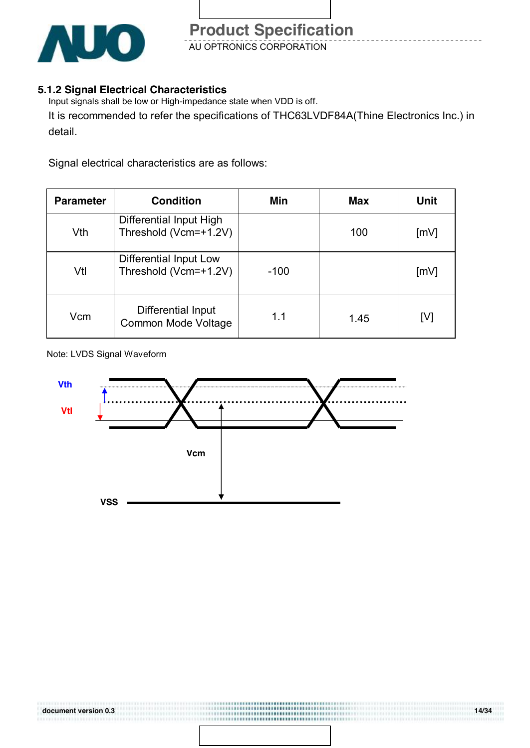### 5.1.2 Signal Electrical Characteristics

Input signals shall be low or High-impedance state when VDD is off.

It is recommended to refer the specifications of THC63LVDF84A(Thine Electronics Inc.) in detail.

Signal electrical characteristics are as follows:

| Parameter | Condition | Min | Max | Unit |
|---|---|---|---|---|
| Vth | Differential Input High Threshold (Vcm=+1.2V) | | 100 | [mV] |
| Vtl | Differential Input Low Threshold (Vcm=+1.2V) | -100 | | [mV] |
| Vcm | Differential Input Common Mode Voltage | 1.1 | 1.45 | [V] |

Note: LVDS Signal Waveform

Vth

Vtl

Vcm

VSS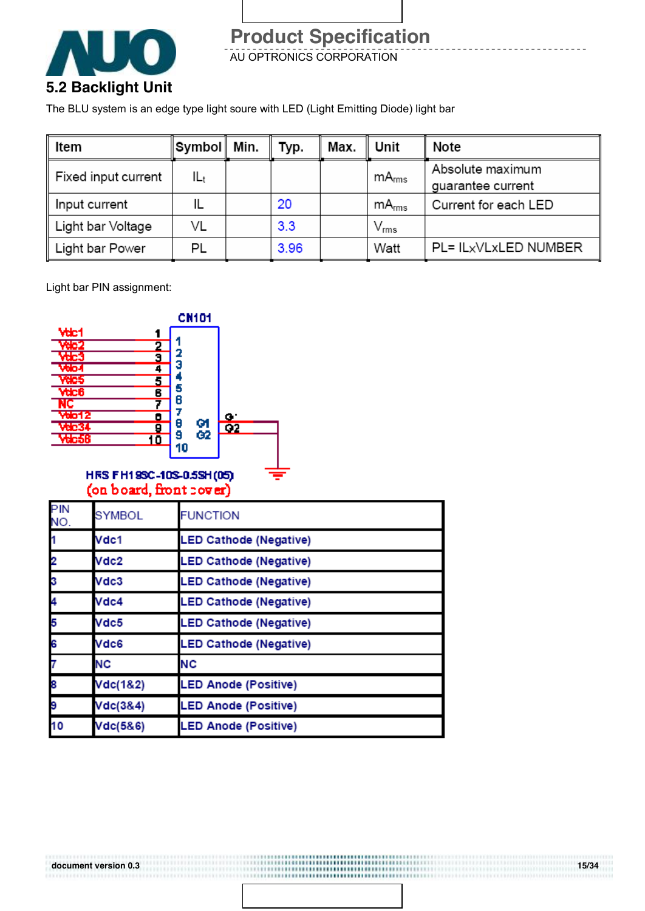## 5.2 Backlight Unit

The BLU system is an edge type light soure with LED (Light Emitting Diode) light bar

| Item | Symbol | Min. | Typ. | Max. | Unit | Note |
|---|---|---|---|---|---|---|
| Fixed input current | $IL_t$ | | | | $mA_{rms}$ | Absolute maximum guarantee current |
| Input current | IL | | 20 | | $mA_{rms}$ | Current for each LED |
| Light bar Voltage | VL | | 3.3 | | $V_{rms}$ | |
| Light bar Power | PL | | 3.96 | | Watt | PL= ILxVLxLED NUMBER |

Light bar PIN assignment:

CN101

HRS FH19SC-10S-0.5SH(05)
(on board, front cover)

| PIN NO. | SYMBOL | FUNCTION |
|---|---|---|
| 1 | Vdc1 | LED Cathode (Negative) |
| 2 | Vdc2 | LED Cathode (Negative) |
| 3 | Vdc3 | LED Cathode (Negative) |
| 4 | Vdc4 | LED Cathode (Negative) |
| 5 | Vdc5 | LED Cathode (Negative) |
| 6 | Vdc6 | LED Cathode (Negative) |
| 7 | NC | NC |
| 8 | Vdc(1&2) | LED Anode (Positive) |
| 9 | Vdc(3&4) | LED Anode (Positive) |
| 10 | Vdc(5&6) | LED Anode (Positive) |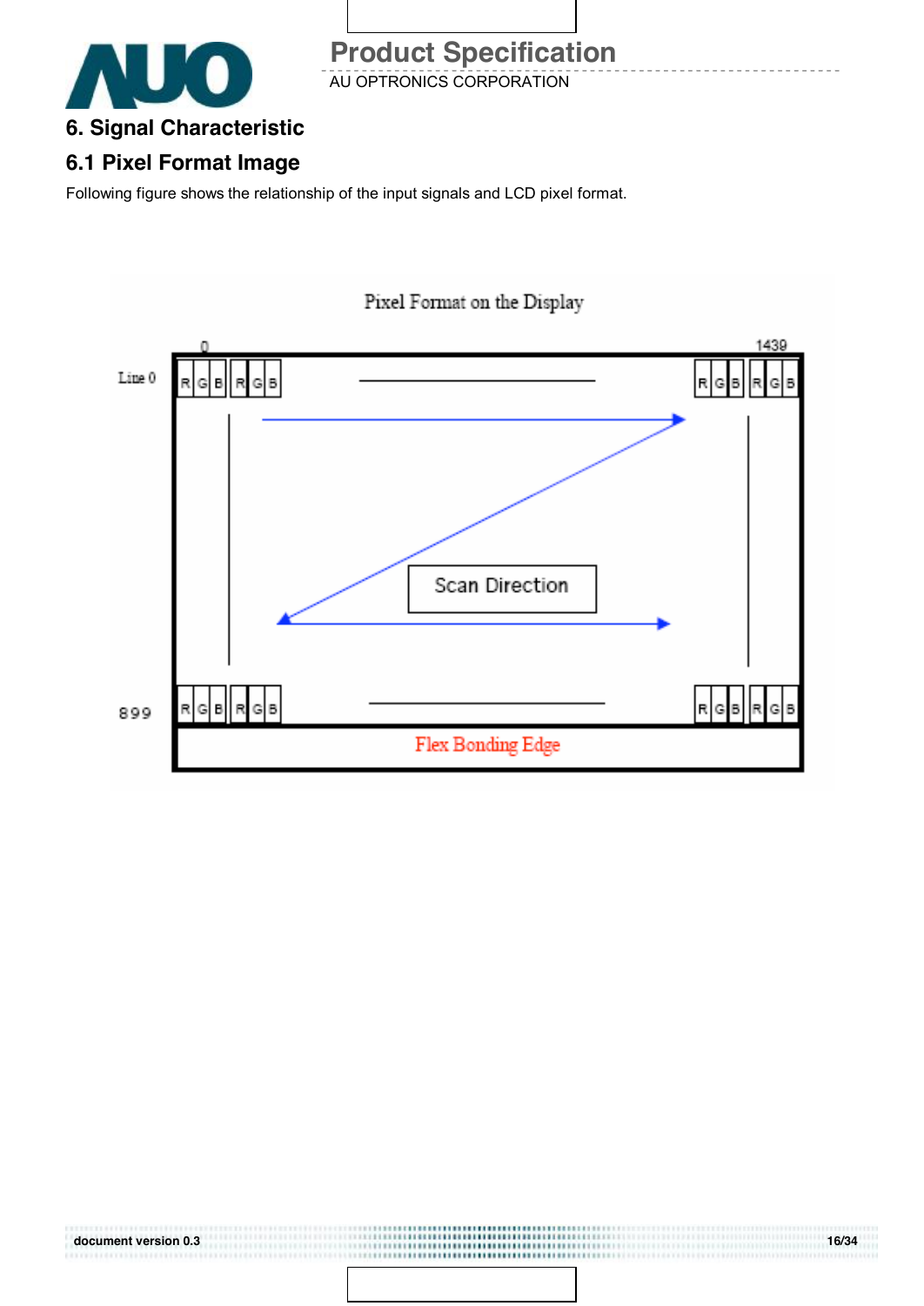# 6. Signal Characteristic

## 6.1 Pixel Format Image

Following figure shows the relationship of the input signals and LCD pixel format.

Pixel Format on the Display

0 1439

Line 0

R G B R G B R G B R G B

Scan Direction

899

R G B R G B R G B R G B

Flex Bonding Edge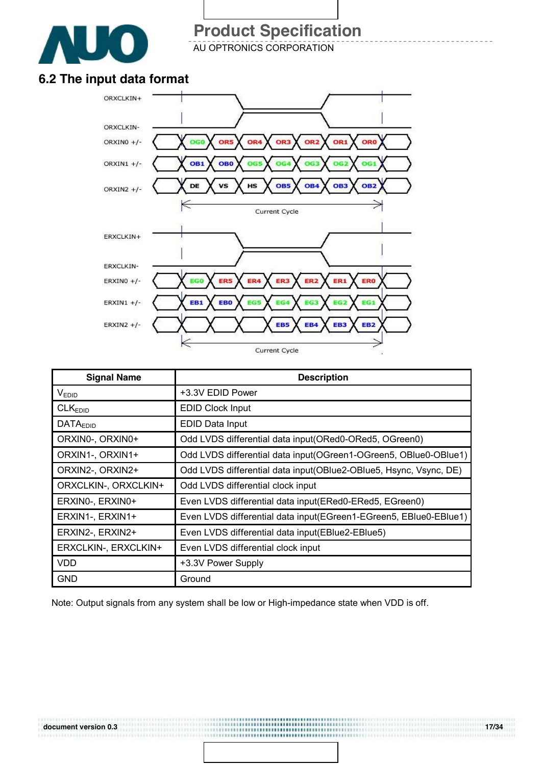## 6.2 The input data format

| Signal Name | Description |
|---|---|
| $V_{EDID}$ | +3.3V EDID Power |
| $CLK_{EDID}$ | EDID Clock Input |
| $DATA_{EDID}$ | EDID Data Input |
| ORXIN0-, ORXIN0+ | Odd LVDS differential data input(ORed0-ORed5, OGreen0) |
| ORXIN1-, ORXIN1+ | Odd LVDS differential data input(OGreen1-OGreen5, OBlue0-OBlue1) |
| ORXIN2-, ORXIN2+ | Odd LVDS differential data input(OBlue2-OBlue5, Hsync, Vsync, DE) |
| ORXCLKIN-, ORXCLKIN+ | Odd LVDS differential clock input |
| ERXIN0-, ERXIN0+ | Even LVDS differential data input(ERed0-ERed5, EGreen0) |
| ERXIN1-, ERXIN1+ | Even LVDS differential data input(EGreen1-EGreen5, EBlue0-EBlue1) |
| ERXIN2-, ERXIN2+ | Even LVDS differential data input(EBlue2-EBlue5) |
| ERXCLKIN-, ERXCLKIN+ | Even LVDS differential clock input |
| VDD | +3.3V Power Supply |
| GND | Ground |

Note: Output signals from any system shall be low or High-impedance state when VDD is off.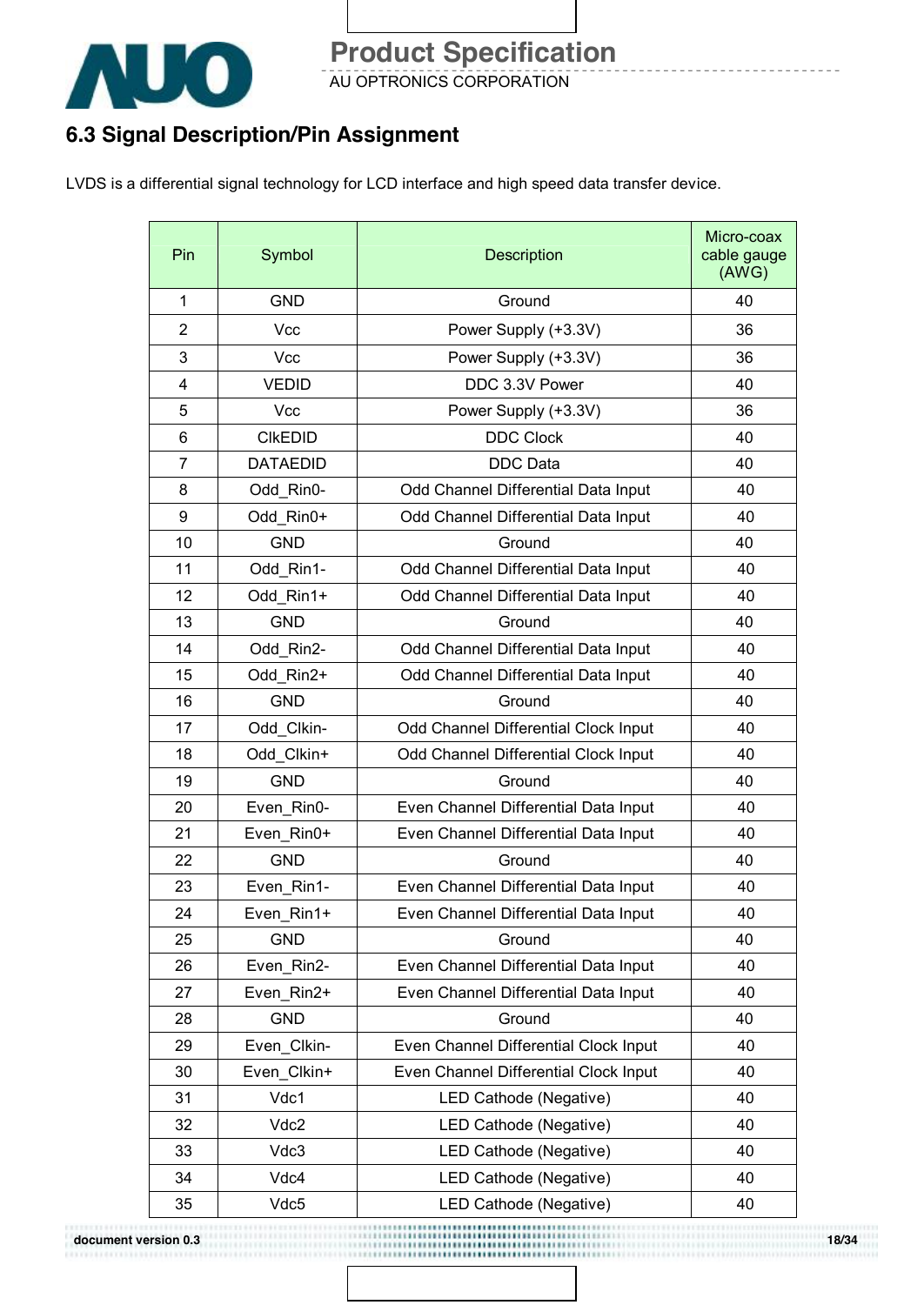## 6.3 Signal Description/Pin Assignment

LVDS is a differential signal technology for LCD interface and high speed data transfer device.

| Pin | Symbol | Description | Micro-coax cable gauge (AWG) |
|---|---|---|---|
| 1 | GND | Ground | 40 |
| 2 | Vcc | Power Supply (+3.3V) | 36 |
| 3 | Vcc | Power Supply (+3.3V) | 36 |
| 4 | VEDID | DDC 3.3V Power | 40 |
| 5 | Vcc | Power Supply (+3.3V) | 36 |
| 6 | ClkEDID | DDC Clock | 40 |
| 7 | DATAEDID | DDC Data | 40 |
| 8 | Odd_Rin0- | Odd Channel Differential Data Input | 40 |
| 9 | Odd_Rin0+ | Odd Channel Differential Data Input | 40 |
| 10 | GND | Ground | 40 |
| 11 | Odd_Rin1- | Odd Channel Differential Data Input | 40 |
| 12 | Odd_Rin1+ | Odd Channel Differential Data Input | 40 |
| 13 | GND | Ground | 40 |
| 14 | Odd_Rin2- | Odd Channel Differential Data Input | 40 |
| 15 | Odd_Rin2+ | Odd Channel Differential Data Input | 40 |
| 16 | GND | Ground | 40 |
| 17 | Odd_Clkin- | Odd Channel Differential Clock Input | 40 |
| 18 | Odd_Clkin+ | Odd Channel Differential Clock Input | 40 |
| 19 | GND | Ground | 40 |
| 20 | Even_Rin0- | Even Channel Differential Data Input | 40 |
| 21 | Even_Rin0+ | Even Channel Differential Data Input | 40 |
| 22 | GND | Ground | 40 |
| 23 | Even_Rin1- | Even Channel Differential Data Input | 40 |
| 24 | Even_Rin1+ | Even Channel Differential Data Input | 40 |
| 25 | GND | Ground | 40 |
| 26 | Even_Rin2- | Even Channel Differential Data Input | 40 |
| 27 | Even_Rin2+ | Even Channel Differential Data Input | 40 |
| 28 | GND | Ground | 40 |
| 29 | Even_Clkin- | Even Channel Differential Clock Input | 40 |
| 30 | Even_Clkin+ | Even Channel Differential Clock Input | 40 |
| 31 | Vdc1 | LED Cathode (Negative) | 40 |
| 32 | Vdc2 | LED Cathode (Negative) | 40 |
| 33 | Vdc3 | LED Cathode (Negative) | 40 |
| 34 | Vdc4 | LED Cathode (Negative) | 40 |
| 35 | Vdc5 | LED Cathode (Negative) | 40 |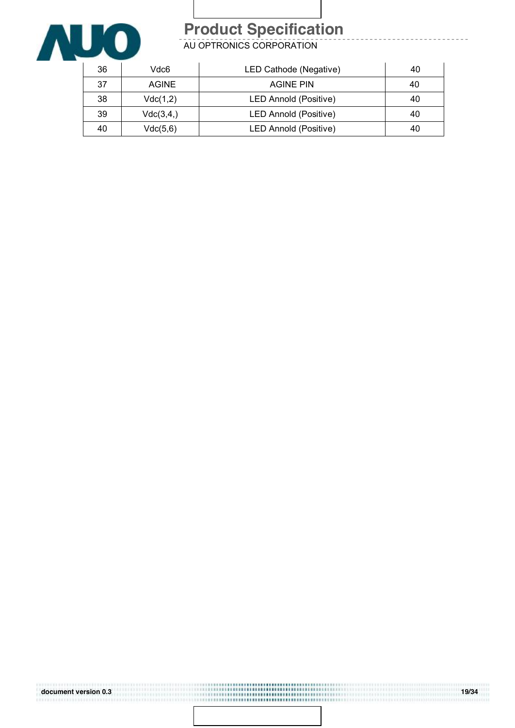| 36 | Vdc6 | LED Cathode (Negative) | 40 |
|---|---|---|---|
| 37 | AGINE | AGINE PIN | 40 |
| 38 | Vdc(1,2) | LED Annold (Positive) | 40 |
| 39 | Vdc(3,4,) | LED Annold (Positive) | 40 |
| 40 | Vdc(5,6) | LED Annold (Positive) | 40 |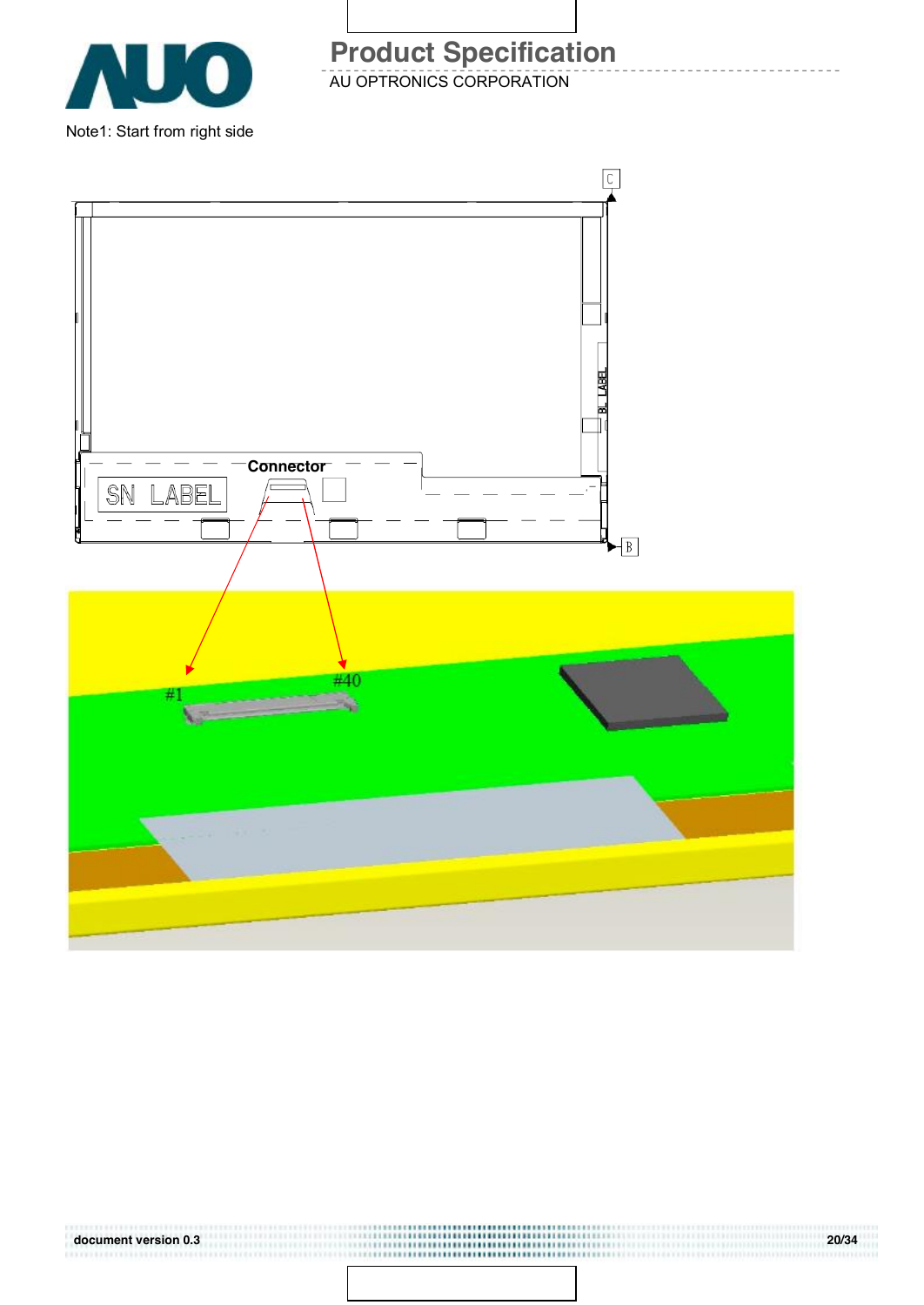Note1: Start from right side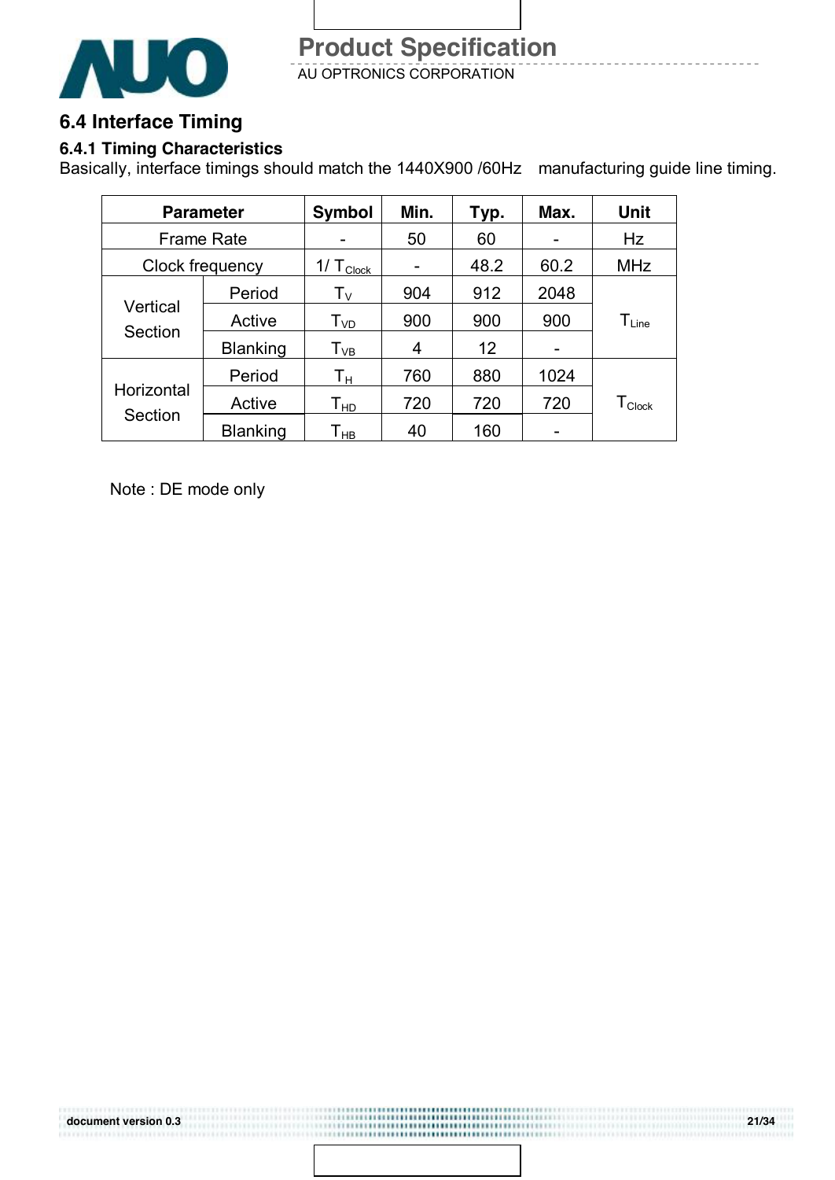## 6.4 Interface Timing

### 6.4.1 Timing Characteristics

Basically, interface timings should match the 1440X900 /60Hz manufacturing guide line timing.

| Parameter | | Symbol | Min. | Typ. | Max. | Unit |
|---|---|---|---|---|---|---|
| Frame Rate | | - | 50 | 60 | - | Hz |
| Clock frequency | | $1/T_{Clock}$ | - | 48.2 | 60.2 | MHz |
| Vertical Section | Period | $T_V$ | 904 | 912 | 2048 | $T_{Line}$ |
| | Active | $T_{VD}$ | 900 | 900 | 900 | |
| | Blanking | $T_{VB}$ | 4 | 12 | - | |
| Horizontal Section | Period | $T_H$ | 760 | 880 | 1024 | $T_{Clock}$ |
| | Active | $T_{HD}$ | 720 | 720 | 720 | |
| | Blanking | $T_{HB}$ | 40 | 160 | - | |

Note : DE mode only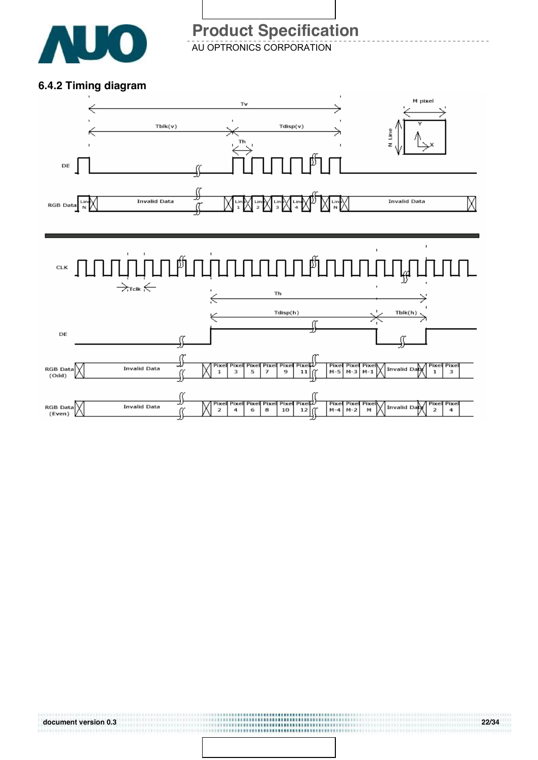### 6.4.2 Timing diagram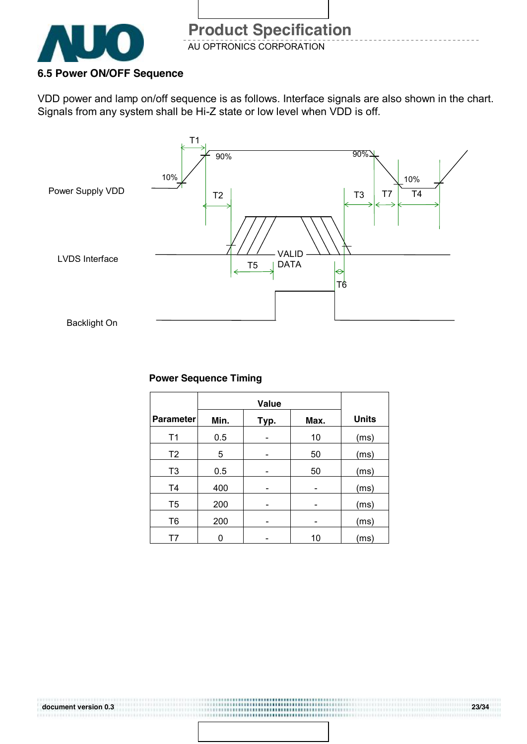### 6.5 Power ON/OFF Sequence

VDD power and lamp on/off sequence is as follows. Interface signals are also shown in the chart. Signals from any system shall be Hi-Z state or low level when VDD is off.

Power Supply VDD

LVDS Interface

Backlight On

T1 T2 T3 T4 T5 T6 T7 10% 90% 90% 10% VALID DATA

**Power Sequence Timing**

| Parameter | Value | | | Units |
|---|---|---|---|---|
| | Min. | Typ. | Max. | |
| T1 | 0.5 | - | 10 | (ms) |
| T2 | 5 | - | 50 | (ms) |
| T3 | 0.5 | - | 50 | (ms) |
| T4 | 400 | - | - | (ms) |
| T5 | 200 | - | - | (ms) |
| T6 | 200 | - | - | (ms) |
| T7 | 0 | - | 10 | (ms) |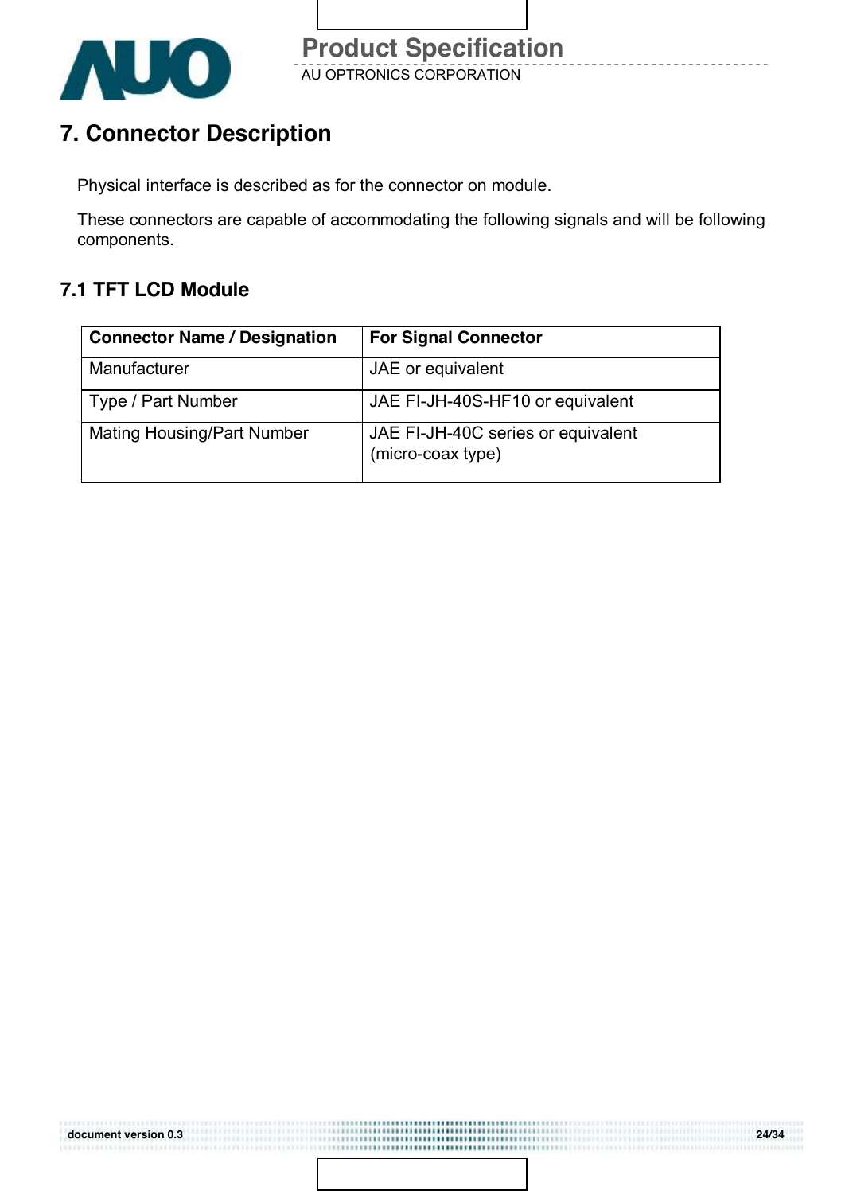# 7. Connector Description

Physical interface is described as for the connector on module.

These connectors are capable of accommodating the following signals and will be following components.

## 7.1 TFT LCD Module

| Connector Name / Designation | For Signal Connector |
|---|---|
| Manufacturer | JAE or equivalent |
| Type / Part Number | JAE FI-JH-40S-HF10 or equivalent |
| Mating Housing/Part Number | JAE FI-JH-40C series or equivalent (micro-coax type) |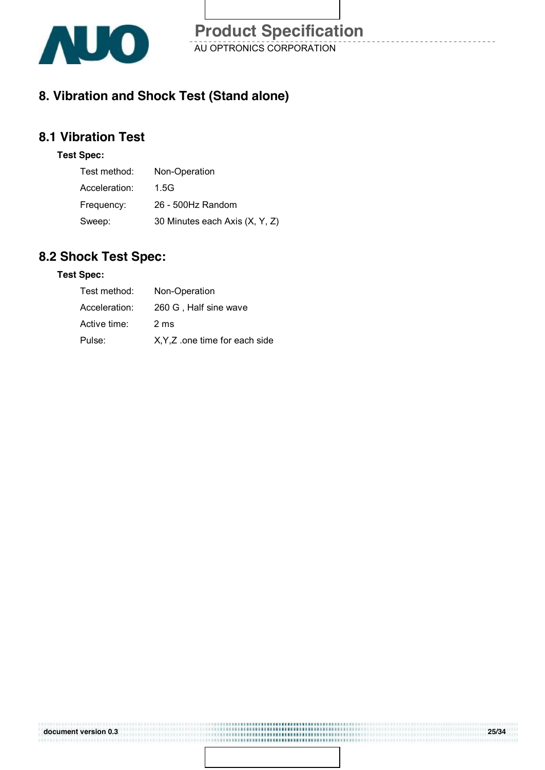# 8. Vibration and Shock Test (Stand alone)

## 8.1 Vibration Test

**Test Spec:**

| | |
|---|---|
| Test method: | Non-Operation |
| Acceleration: | 1.5G |
| Frequency: | 26 - 500Hz Random |
| Sweep: | 30 Minutes each Axis (X, Y, Z) |

## 8.2 Shock Test Spec:

**Test Spec:**

| | |
|---|---|
| Test method: | Non-Operation |
| Acceleration: | 260 G , Half sine wave |
| Active time: | 2 ms |
| Pulse: | X,Y,Z .one time for each side |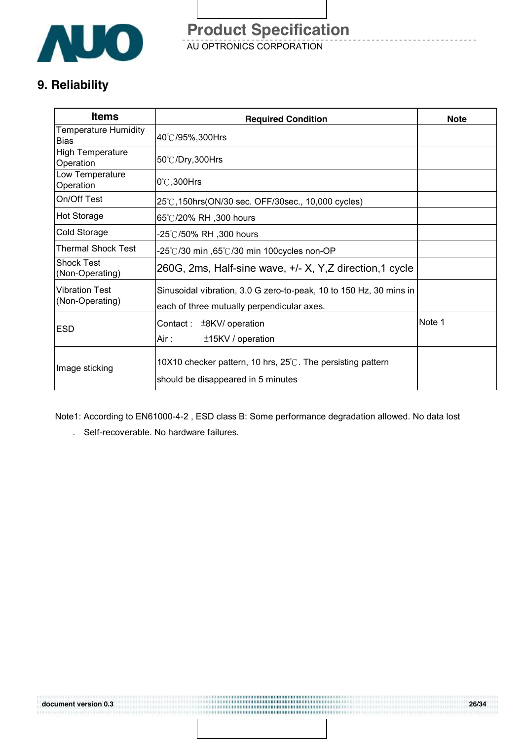# 9. Reliability

| Items | Required Condition | Note |
|---|---|---|
| Temperature Humidity Bias | 40℃/95%,300Hrs | |
| High Temperature Operation | 50℃/Dry,300Hrs | |
| Low Temperature Operation | 0℃,300Hrs | |
| On/Off Test | 25℃,150hrs(ON/30 sec. OFF/30sec., 10,000 cycles) | |
| Hot Storage | 65℃/20% RH ,300 hours | |
| Cold Storage | -25℃/50% RH ,300 hours | |
| Thermal Shock Test | -25℃/30 min ,65℃/30 min 100cycles non-OP | |
| Shock Test (Non-Operating) | 260G, 2ms, Half-sine wave, +/- X, Y,Z direction,1 cycle | |
| Vibration Test (Non-Operating) | Sinusoidal vibration, 3.0 G zero-to-peak, 10 to 150 Hz, 30 mins in each of three mutually perpendicular axes. | |
| ESD | Contact : ±8KV/ operation<br>Air : ±15KV / operation | Note 1 |
| Image sticking | 10X10 checker pattern, 10 hrs, 25℃. The persisting pattern should be disappeared in 5 minutes | |

Note1: According to EN61000-4-2 , ESD class B: Some performance degradation allowed. No data lost

. Self-recoverable. No hardware failures.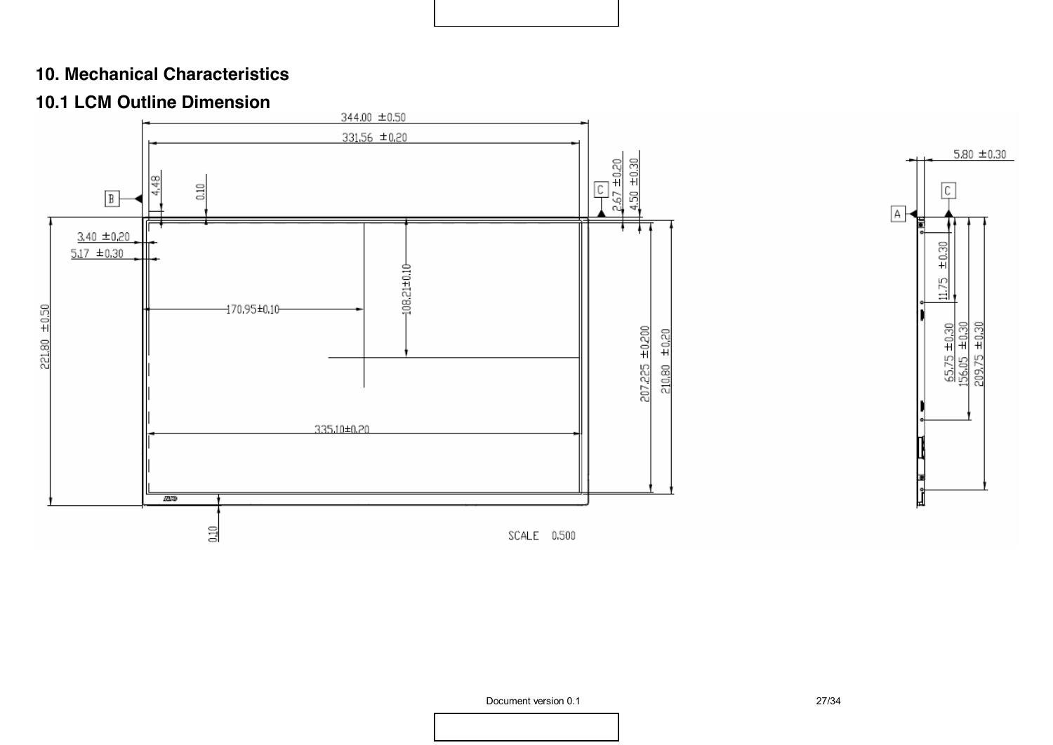## 10. Mechanical Characteristics

### 10.1 LCM Outline Dimension

344.00 ±0.50

331.56 ±0.20

4.48

0.10

B

C

2.67 ±0.20

4.50 ±0.30

3.40 ±0.20

5.17 ±0.30

170.95±0.10

108.21±0.10

221.80 ±0.50

207.225 ±0.200

210.80 ±0.20

335.10±0.20

0.10

SCALE 0.500

5.80 ±0.30

A

C

11.75 ±0.30

65.75 ±0.30

156.05 ±0.30

209.75 ±0.30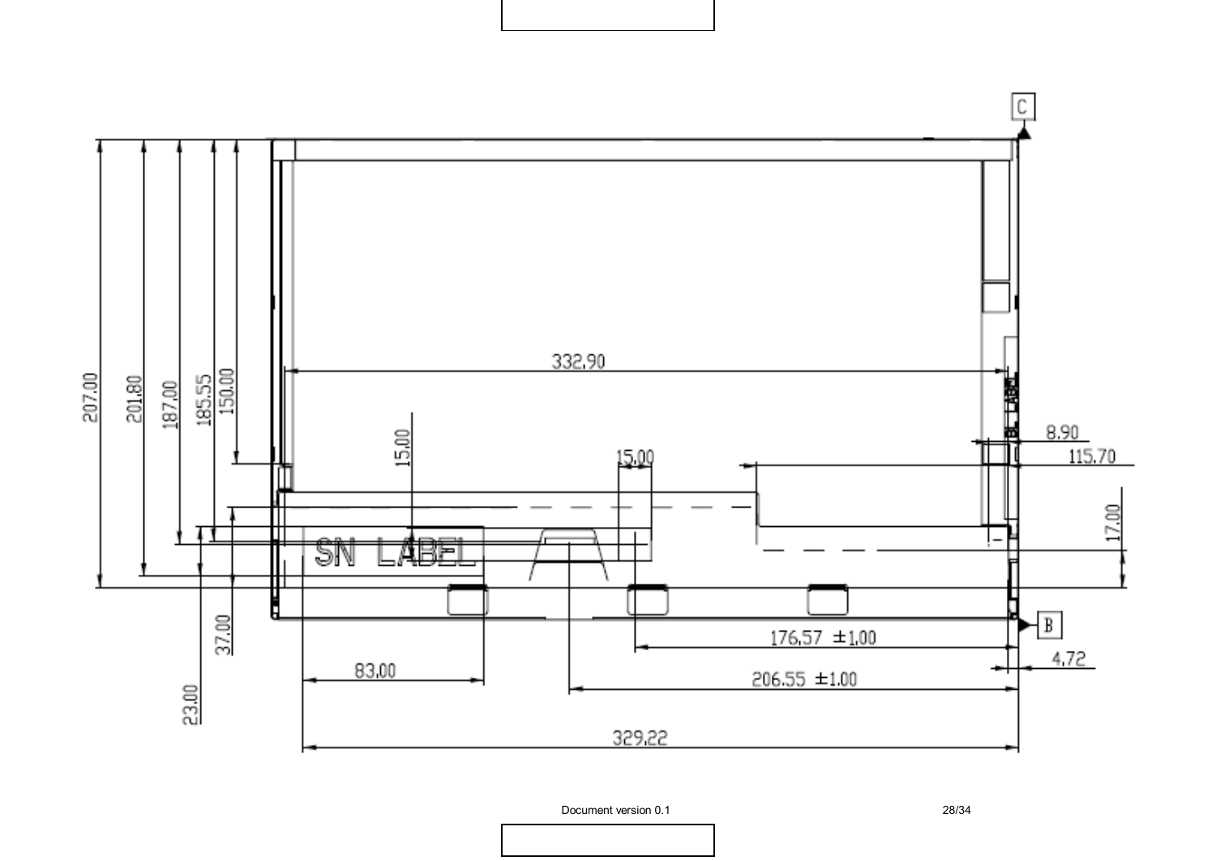C

207.00

201.80

187.00

185.55

150.00

332.90

15.00

15.00

8.90

115.70

17.00

SN LABEL

B

176.57 ±1.00

4.72

83.00

206.55 ±1.00

37.00

23.00

329.22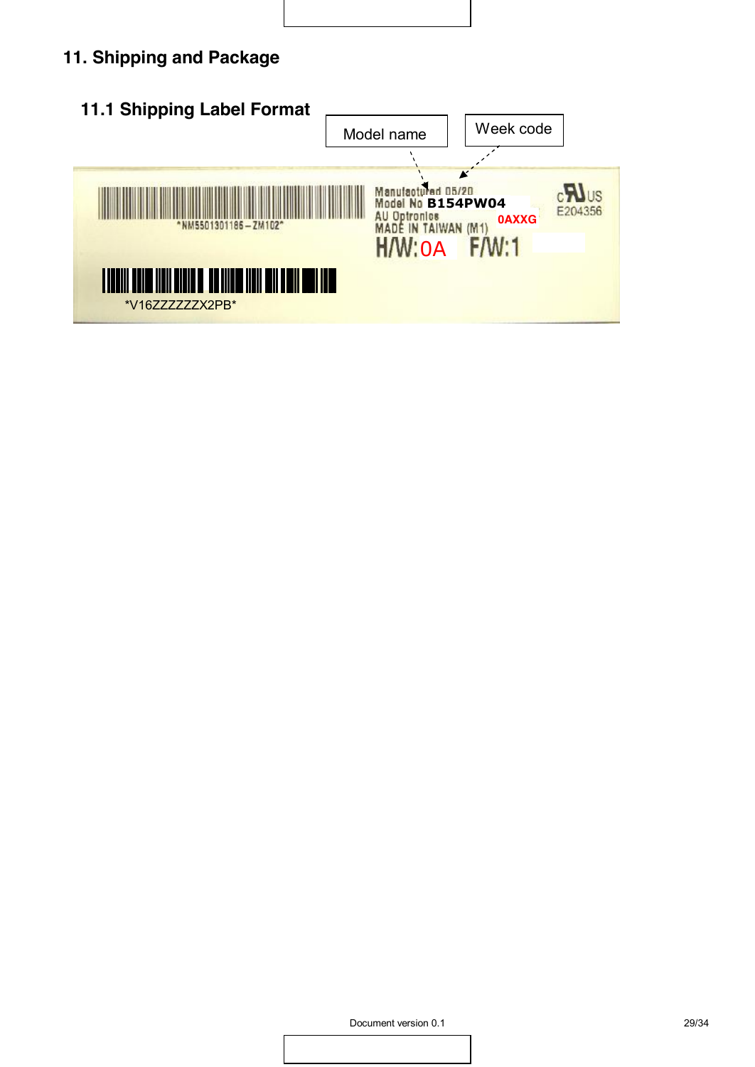## 11. Shipping and Package

### 11.1 Shipping Label Format

Model name

Week code

Manufactured 05/20
Model No B154PW04
AU Optronics
MADE IN TAIWAN (M1) 0AXXG
H/W:0A F/W:1

*NM5501301186－ZM102*

*V16ZZZZZZX2PB*

c RU us
E204356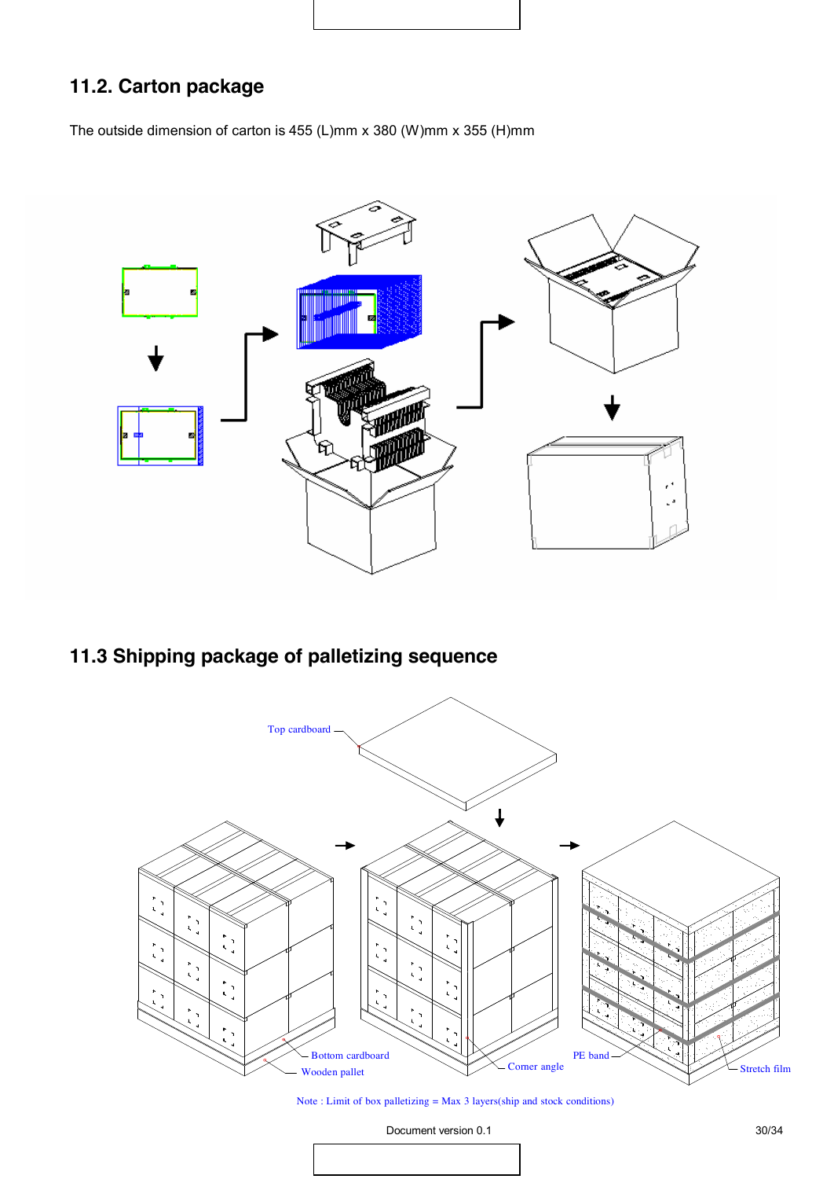## 11.2. Carton package

The outside dimension of carton is 455 (L)mm x 380 (W)mm x 355 (H)mm

## 11.3 Shipping package of palletizing sequence

Top cardboard

Bottom cardboard

Wooden pallet

Corner angle

PE band

Stretch film

Note : Limit of box palletizing = Max 3 layers(ship and stock conditions)

Document version 0.1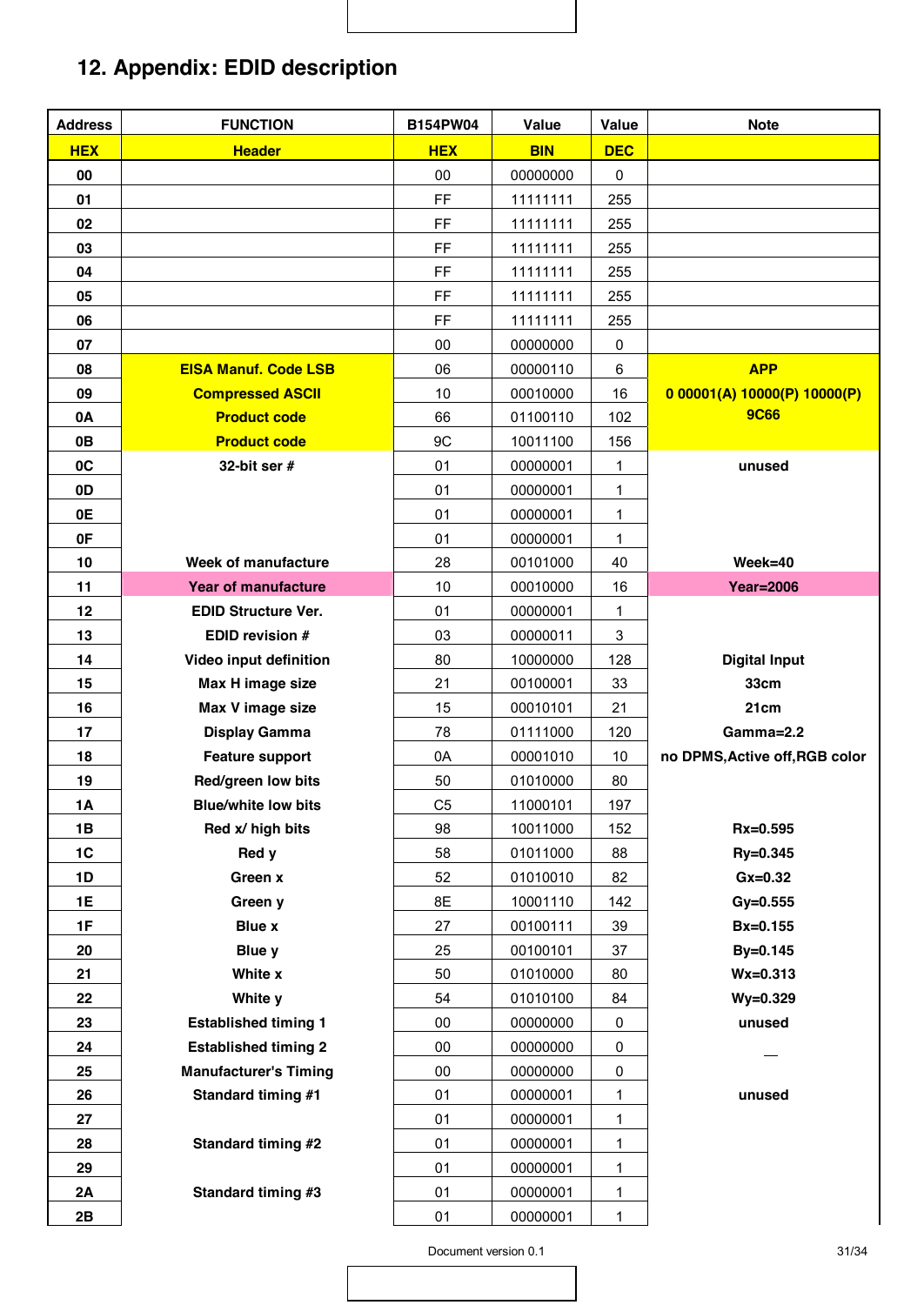## 12. Appendix: EDID description

| Address | FUNCTION | B154PW04 | Value | Value | Note |
|---|---|---|---|---|---|
| HEX | Header | HEX | BIN | DEC | |
| 00 | | 00 | 00000000 | 0 | |
| 01 | | FF | 11111111 | 255 | |
| 02 | | FF | 11111111 | 255 | |
| 03 | | FF | 11111111 | 255 | |
| 04 | | FF | 11111111 | 255 | |
| 05 | | FF | 11111111 | 255 | |
| 06 | | FF | 11111111 | 255 | |
| 07 | | 00 | 00000000 | 0 | |
| 08 | EISA Manuf. Code LSB | 06 | 00000110 | 6 | APP |
| 09 | Compressed ASCII | 10 | 00010000 | 16 | 0 00001(A) 10000(P) 10000(P) |
| 0A | Product code | 66 | 01100110 | 102 | 9C66 |
| 0B | Product code | 9C | 10011100 | 156 | |
| 0C | 32-bit ser # | 01 | 00000001 | 1 | unused |
| 0D | | 01 | 00000001 | 1 | |
| 0E | | 01 | 00000001 | 1 | |
| 0F | | 01 | 00000001 | 1 | |
| 10 | Week of manufacture | 28 | 00101000 | 40 | Week=40 |
| 11 | Year of manufacture | 10 | 00010000 | 16 | Year=2006 |
| 12 | EDID Structure Ver. | 01 | 00000001 | 1 | |
| 13 | EDID revision # | 03 | 00000011 | 3 | |
| 14 | Video input definition | 80 | 10000000 | 128 | Digital Input |
| 15 | Max H image size | 21 | 00100001 | 33 | 33cm |
| 16 | Max V image size | 15 | 00010101 | 21 | 21cm |
| 17 | Display Gamma | 78 | 01111000 | 120 | Gamma=2.2 |
| 18 | Feature support | 0A | 00001010 | 10 | no DPMS,Active off,RGB color |
| 19 | Red/green low bits | 50 | 01010000 | 80 | |
| 1A | Blue/white low bits | C5 | 11000101 | 197 | |
| 1B | Red x/ high bits | 98 | 10011000 | 152 | Rx=0.595 |
| 1C | Red y | 58 | 01011000 | 88 | Ry=0.345 |
| 1D | Green x | 52 | 01010010 | 82 | Gx=0.32 |
| 1E | Green y | 8E | 10001110 | 142 | Gy=0.555 |
| 1F | Blue x | 27 | 00100111 | 39 | Bx=0.155 |
| 20 | Blue y | 25 | 00100101 | 37 | By=0.145 |
| 21 | White x | 50 | 01010000 | 80 | Wx=0.313 |
| 22 | White y | 54 | 01010100 | 84 | Wy=0.329 |
| 23 | Established timing 1 | 00 | 00000000 | 0 | unused |
| 24 | Established timing 2 | 00 | 00000000 | 0 | |
| 25 | Manufacturer's Timing | 00 | 00000000 | 0 | |
| 26 | Standard timing #1 | 01 | 00000001 | 1 | unused |
| 27 | | 01 | 00000001 | 1 | |
| 28 | Standard timing #2 | 01 | 00000001 | 1 | |
| 29 | | 01 | 00000001 | 1 | |
| 2A | Standard timing #3 | 01 | 00000001 | 1 | |
| 2B | | 01 | 00000001 | 1 | |

Document version 0.1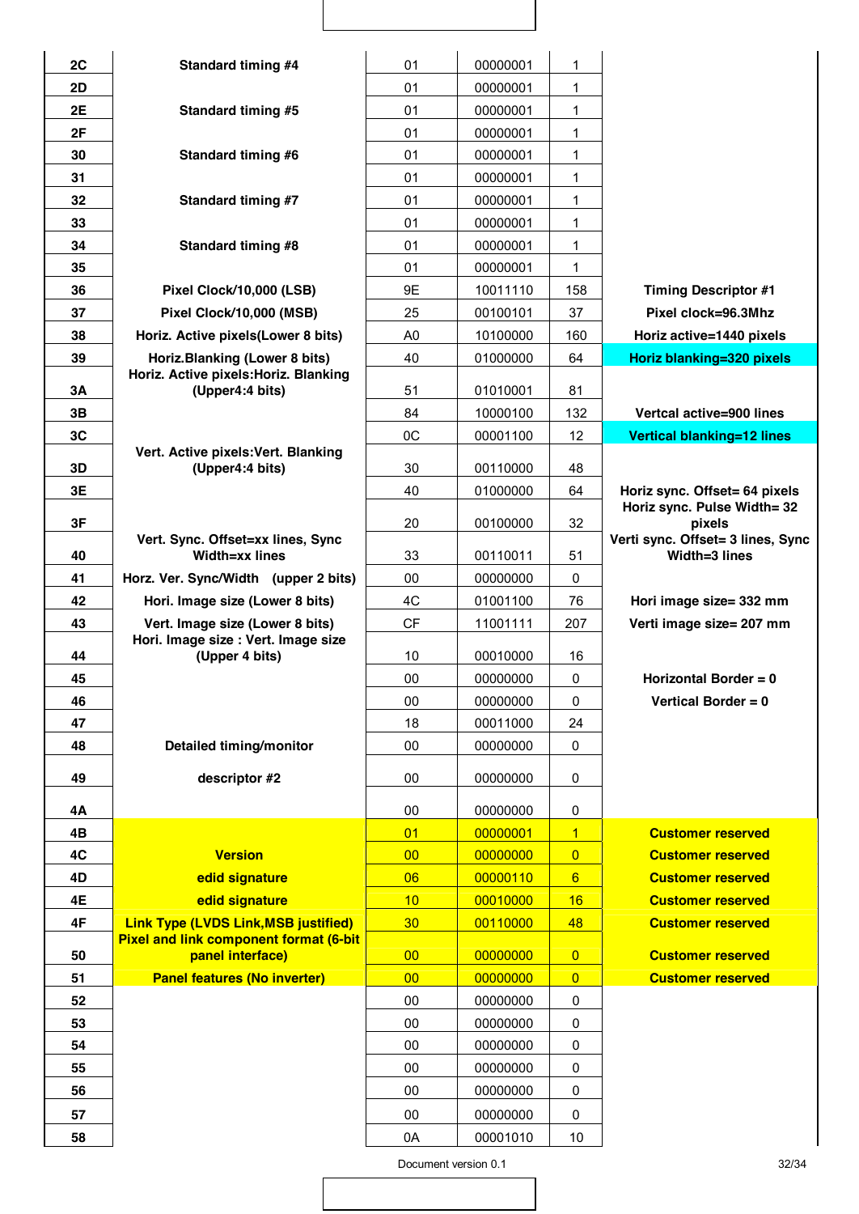| | | | | | |
|---|---|---|---|---|---|
| 2C | Standard timing #4 | 01 | 00000001 | 1 | |
| 2D | | 01 | 00000001 | 1 | |
| 2E | Standard timing #5 | 01 | 00000001 | 1 | |
| 2F | | 01 | 00000001 | 1 | |
| 30 | Standard timing #6 | 01 | 00000001 | 1 | |
| 31 | | 01 | 00000001 | 1 | |
| 32 | Standard timing #7 | 01 | 00000001 | 1 | |
| 33 | | 01 | 00000001 | 1 | |
| 34 | Standard timing #8 | 01 | 00000001 | 1 | |
| 35 | | 01 | 00000001 | 1 | |
| 36 | Pixel Clock/10,000 (LSB) | 9E | 10011110 | 158 | Timing Descriptor #1 |
| 37 | Pixel Clock/10,000 (MSB) | 25 | 00100101 | 37 | Pixel clock=96.3Mhz |
| 38 | Horiz. Active pixels(Lower 8 bits) | A0 | 10100000 | 160 | Horiz active=1440 pixels |
| 39 | Horiz.Blanking (Lower 8 bits) | 40 | 01000000 | 64 | Horiz blanking=320 pixels |
| 3A | Horiz. Active pixels:Horiz. Blanking (Upper4:4 bits) | 51 | 01010001 | 81 | |
| 3B | | 84 | 10000100 | 132 | Vertcal active=900 lines |
| 3C | | 0C | 00001100 | 12 | Vertical blanking=12 lines |
| 3D | Vert. Active pixels:Vert. Blanking (Upper4:4 bits) | 30 | 00110000 | 48 | |
| 3E | | 40 | 01000000 | 64 | Horiz sync. Offset= 64 pixels |
| 3F | | 20 | 00100000 | 32 | Horiz sync. Pulse Width= 32 pixels |
| 40 | Vert. Sync. Offset=xx lines, Sync Width=xx lines | 33 | 00110011 | 51 | Verti sync. Offset= 3 lines, Sync Width=3 lines |
| 41 | Horz. Ver. Sync/Width (upper 2 bits) | 00 | 00000000 | 0 | |
| 42 | Hori. Image size (Lower 8 bits) | 4C | 01001100 | 76 | Hori image size= 332 mm |
| 43 | Vert. Image size (Lower 8 bits) | CF | 11001111 | 207 | Verti image size= 207 mm |
| 44 | Hori. Image size : Vert. Image size (Upper 4 bits) | 10 | 00010000 | 16 | |
| 45 | | 00 | 00000000 | 0 | Horizontal Border = 0 |
| 46 | | 00 | 00000000 | 0 | Vertical Border = 0 |
| 47 | | 18 | 00011000 | 24 | |
| 48 | Detailed timing/monitor | 00 | 00000000 | 0 | |
| 49 | descriptor #2 | 00 | 00000000 | 0 | |
| 4A | | 00 | 00000000 | 0 | |
| 4B | | 01 | 00000001 | 1 | Customer reserved |
| 4C | Version | 00 | 00000000 | 0 | Customer reserved |
| 4D | edid signature | 06 | 00000110 | 6 | Customer reserved |
| 4E | edid signature | 10 | 00010000 | 16 | Customer reserved |
| 4F | Link Type (LVDS Link,MSB justified) | 30 | 00110000 | 48 | Customer reserved |
| 50 | Pixel and link component format (6-bit panel interface) | 00 | 00000000 | 0 | Customer reserved |
| 51 | Panel features (No inverter) | 00 | 00000000 | 0 | Customer reserved |
| 52 | | 00 | 00000000 | 0 | |
| 53 | | 00 | 00000000 | 0 | |
| 54 | | 00 | 00000000 | 0 | |
| 55 | | 00 | 00000000 | 0 | |
| 56 | | 00 | 00000000 | 0 | |
| 57 | | 00 | 00000000 | 0 | |
| 58 | | 0A | 00001010 | 10 | |

Document version 0.1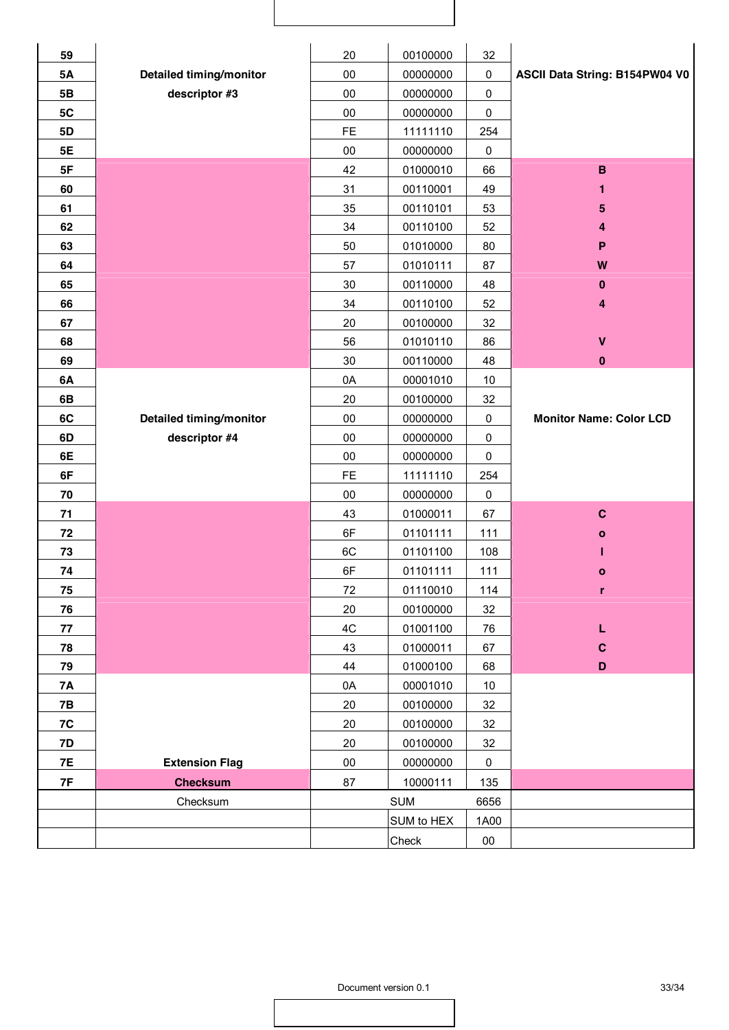| | | | | | |
|---|---|---|---|---|---|
| 59 | Detailed timing/monitor descriptor #3 | 20 | 00100000 | 32 | ASCII Data String: B154PW04 V0 |
| 5A | | 00 | 00000000 | 0 | |
| 5B | | 00 | 00000000 | 0 | |
| 5C | | 00 | 00000000 | 0 | |
| 5D | | FE | 11111110 | 254 | |
| 5E | | 00 | 00000000 | 0 | |
| 5F | | 42 | 01000010 | 66 | B |
| 60 | | 31 | 00110001 | 49 | 1 |
| 61 | | 35 | 00110101 | 53 | 5 |
| 62 | | 34 | 00110100 | 52 | 4 |
| 63 | | 50 | 01010000 | 80 | P |
| 64 | | 57 | 01010111 | 87 | W |
| 65 | | 30 | 00110000 | 48 | 0 |
| 66 | | 34 | 00110100 | 52 | 4 |
| 67 | | 20 | 00100000 | 32 | |
| 68 | | 56 | 01010110 | 86 | V |
| 69 | | 30 | 00110000 | 48 | 0 |
| 6A | Detailed timing/monitor descriptor #4 | 0A | 00001010 | 10 | Monitor Name: Color LCD |
| 6B | | 20 | 00100000 | 32 | |
| 6C | | 00 | 00000000 | 0 | |
| 6D | | 00 | 00000000 | 0 | |
| 6E | | 00 | 00000000 | 0 | |
| 6F | | FE | 11111110 | 254 | |
| 70 | | 00 | 00000000 | 0 | |
| 71 | | 43 | 01000011 | 67 | C |
| 72 | | 6F | 01101111 | 111 | o |
| 73 | | 6C | 01101100 | 108 | l |
| 74 | | 6F | 01101111 | 111 | o |
| 75 | | 72 | 01110010 | 114 | r |
| 76 | | 20 | 00100000 | 32 | |
| 77 | | 4C | 01001100 | 76 | L |
| 78 | | 43 | 01000011 | 67 | C |
| 79 | | 44 | 01000100 | 68 | D |
| 7A | | 0A | 00001010 | 10 | |
| 7B | | 20 | 00100000 | 32 | |
| 7C | | 20 | 00100000 | 32 | |
| 7D | | 20 | 00100000 | 32 | |
| 7E | Extension Flag | 00 | 00000000 | 0 | |
| 7F | Checksum | 87 | 10000111 | 135 | |
| | Checksum | | SUM | 6656 | |
| | | | SUM to HEX | 1A00 | |
| | | | Check | 00 | |

Document version 0.1